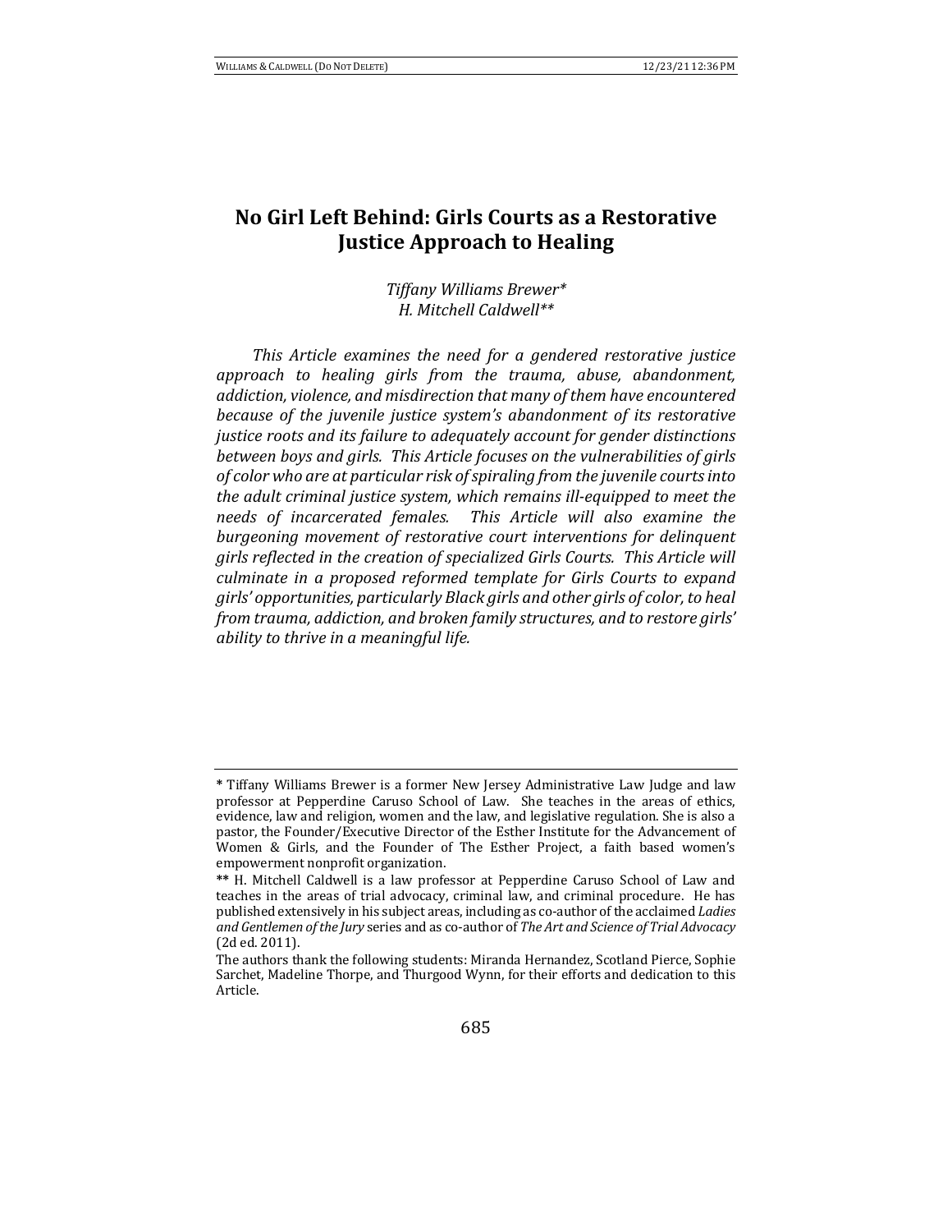# No Girl Left Behind: Girls Courts as a Restorative Justice Approach to Healing

*Tiffany Williams Brewer\**
*H. Mitchell Caldwell\*\**

*This Article examines the need for a gendered restorative justice approach to healing girls from the trauma, abuse, abandonment, addiction, violence, and misdirection that many of them have encountered because of the juvenile justice system's abandonment of its restorative justice roots and its failure to adequately account for gender distinctions between boys and girls. This Article focuses on the vulnerabilities of girls of color who are at particular risk of spiraling from the juvenile courts into the adult criminal justice system, which remains ill-equipped to meet the needs of incarcerated females. This Article will also examine the burgeoning movement of restorative court interventions for delinquent girls reflected in the creation of specialized Girls Courts. This Article will culminate in a proposed reformed template for Girls Courts to expand girls' opportunities, particularly Black girls and other girls of color, to heal from trauma, addiction, and broken family structures, and to restore girls' ability to thrive in a meaningful life.*

---

**\*** Tiffany Williams Brewer is a former New Jersey Administrative Law Judge and law professor at Pepperdine Caruso School of Law. She teaches in the areas of ethics, evidence, law and religion, women and the law, and legislative regulation. She is also a pastor, the Founder/Executive Director of the Esther Institute for the Advancement of Women & Girls, and the Founder of The Esther Project, a faith based women's empowerment nonprofit organization.

**\*\*** H. Mitchell Caldwell is a law professor at Pepperdine Caruso School of Law and teaches in the areas of trial advocacy, criminal law, and criminal procedure. He has published extensively in his subject areas, including as co-author of the acclaimed *Ladies and Gentlemen of the Jury* series and as co-author of *The Art and Science of Trial Advocacy* (2d ed. 2011).

The authors thank the following students: Miranda Hernandez, Scotland Pierce, Sophie Sarchet, Madeline Thorpe, and Thurgood Wynn, for their efforts and dedication to this Article.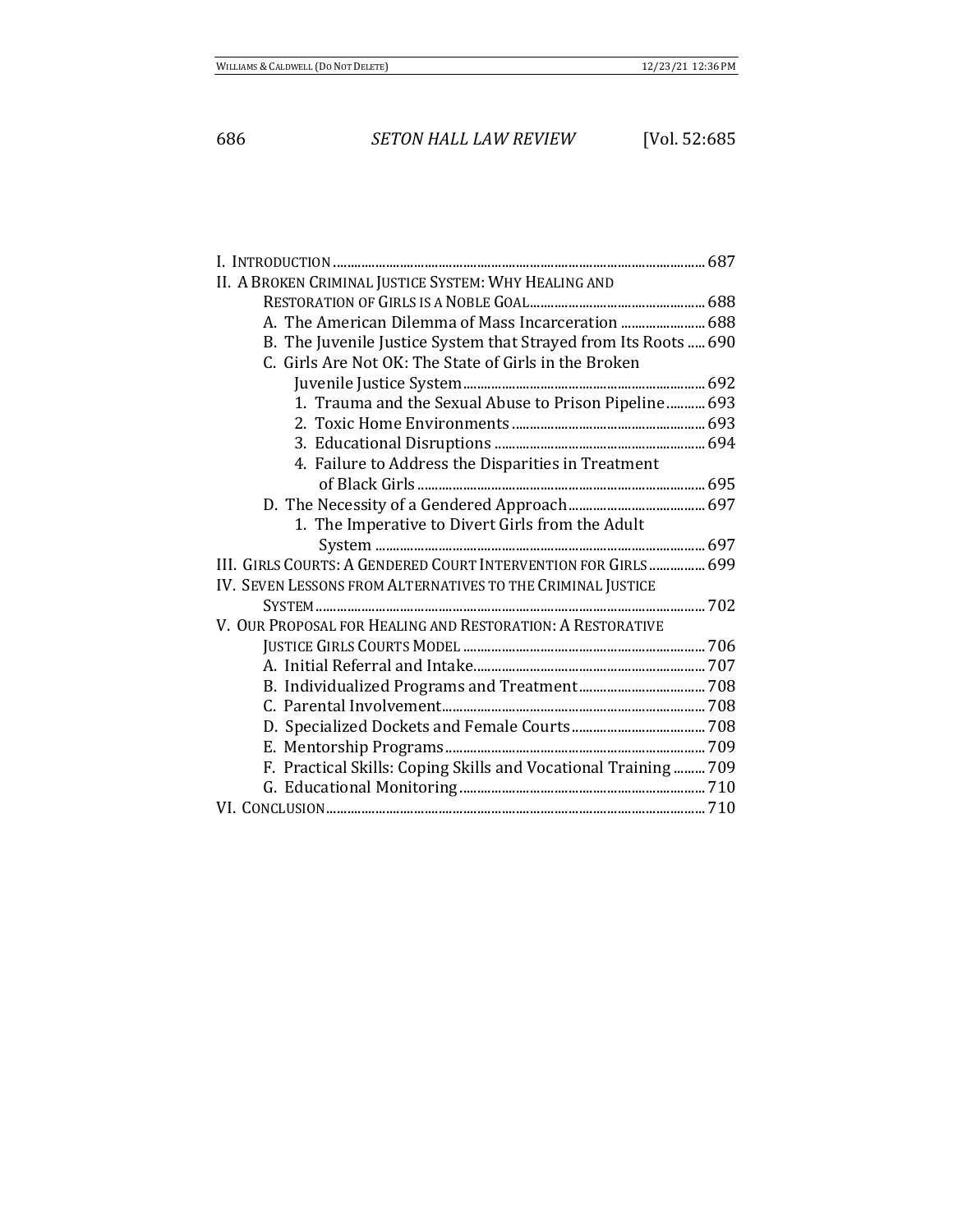I. INTRODUCTION ........................................................................................................ 687

II. A BROKEN CRIMINAL JUSTICE SYSTEM: WHY HEALING AND RESTORATION OF GIRLS IS A NOBLE GOAL ................................................ 688

- A. The American Dilemma of Mass Incarceration ........................ 688
- B. The Juvenile Justice System that Strayed from Its Roots ..... 690
- C. Girls Are Not OK: The State of Girls in the Broken Juvenile Justice System ................................................................ 692
  - 1. Trauma and the Sexual Abuse to Prison Pipeline ........... 693
  - 2. Toxic Home Environments ...................................................... 693
  - 3. Educational Disruptions ......................................................... 694
  - 4. Failure to Address the Disparities in Treatment of Black Girls ................................................................................ 695
- D. The Necessity of a Gendered Approach ...................................... 697
  - 1. The Imperative to Divert Girls from the Adult System ............................................................................................ 697

III. GIRLS COURTS: A GENDERED COURT INTERVENTION FOR GIRLS ................ 699

IV. SEVEN LESSONS FROM ALTERNATIVES TO THE CRIMINAL JUSTICE SYSTEM ......................................................................................................... 702

V. OUR PROPOSAL FOR HEALING AND RESTORATION: A RESTORATIVE JUSTICE GIRLS COURTS MODEL .................................................................... 706

- A. Initial Referral and Intake ............................................................... 707
- B. Individualized Programs and Treatment .................................... 708
- C. Parental Involvement ......................................................................... 708
- D. Specialized Dockets and Female Courts ...................................... 708
- E. Mentorship Programs ......................................................................... 709
- F. Practical Skills: Coping Skills and Vocational Training ......... 709
- G. Educational Monitoring ..................................................................... 710

VI. CONCLUSION ........................................................................................................... 710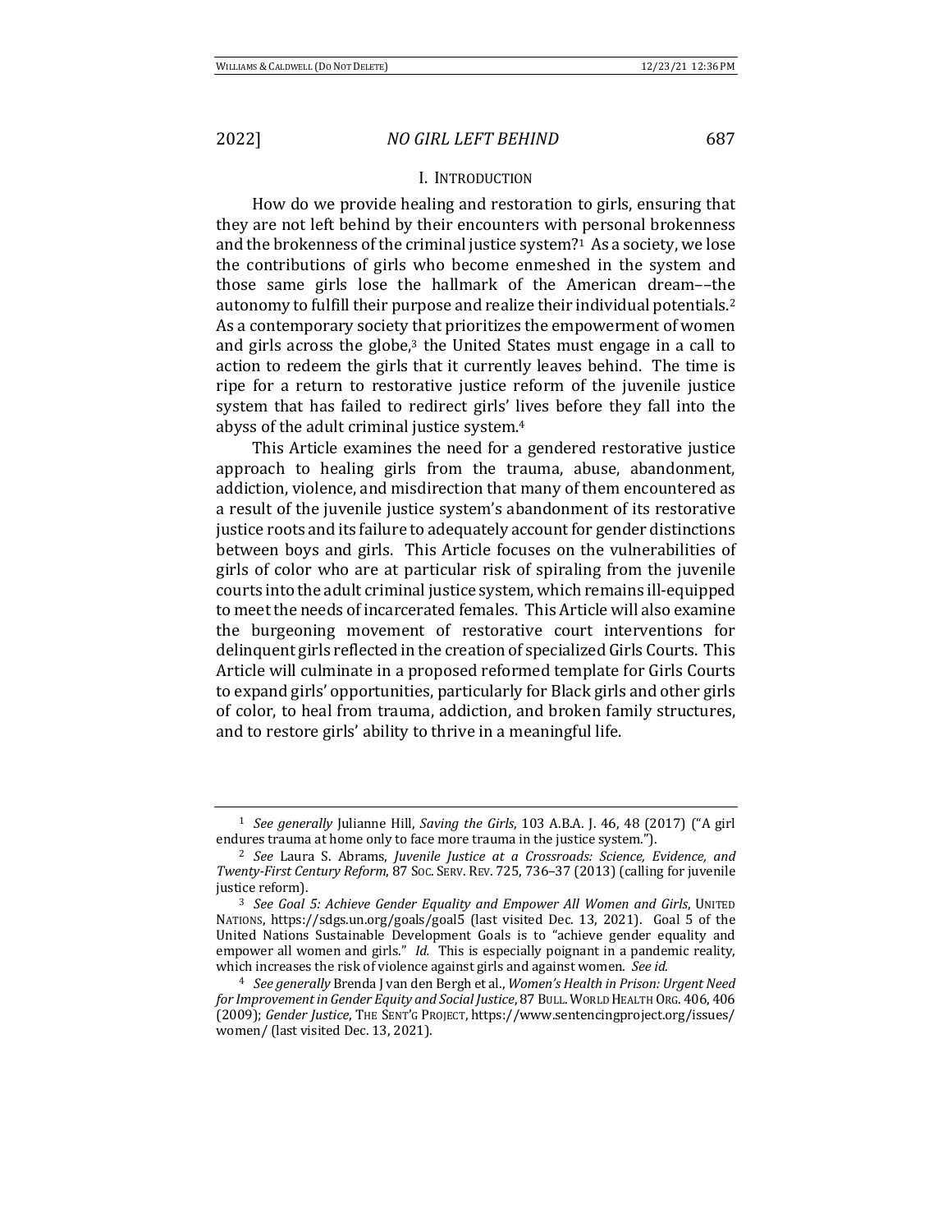## I. Introduction

How do we provide healing and restoration to girls, ensuring that they are not left behind by their encounters with personal brokenness and the brokenness of the criminal justice system?[1] As a society, we lose the contributions of girls who become enmeshed in the system and those same girls lose the hallmark of the American dream––the autonomy to fulfill their purpose and realize their individual potentials.[2] As a contemporary society that prioritizes the empowerment of women and girls across the globe,[3] the United States must engage in a call to action to redeem the girls that it currently leaves behind. The time is ripe for a return to restorative justice reform of the juvenile justice system that has failed to redirect girls' lives before they fall into the abyss of the adult criminal justice system.[4]

This Article examines the need for a gendered restorative justice approach to healing girls from the trauma, abuse, abandonment, addiction, violence, and misdirection that many of them encountered as a result of the juvenile justice system's abandonment of its restorative justice roots and its failure to adequately account for gender distinctions between boys and girls. This Article focuses on the vulnerabilities of girls of color who are at particular risk of spiraling from the juvenile courts into the adult criminal justice system, which remains ill-equipped to meet the needs of incarcerated females. This Article will also examine the burgeoning movement of restorative court interventions for delinquent girls reflected in the creation of specialized Girls Courts. This Article will culminate in a proposed reformed template for Girls Courts to expand girls' opportunities, particularly for Black girls and other girls of color, to heal from trauma, addiction, and broken family structures, and to restore girls' ability to thrive in a meaningful life.

---

[1] *See generally* Julianne Hill, *Saving the Girls*, 103 A.B.A. J. 46, 48 (2017) ("A girl endures trauma at home only to face more trauma in the justice system.").

[2] *See* Laura S. Abrams, *Juvenile Justice at a Crossroads: Science, Evidence, and Twenty-First Century Reform*, 87 Soc. Serv. Rev. 725, 736–37 (2013) (calling for juvenile justice reform).

[3] *See Goal 5: Achieve Gender Equality and Empower All Women and Girls*, United Nations, https://sdgs.un.org/goals/goal5 (last visited Dec. 13, 2021). Goal 5 of the United Nations Sustainable Development Goals is to "achieve gender equality and empower all women and girls." *Id.* This is especially poignant in a pandemic reality, which increases the risk of violence against girls and against women. *See id.*

[4] *See generally* Brenda J van den Bergh et al., *Women's Health in Prison: Urgent Need for Improvement in Gender Equity and Social Justice*, 87 Bull. World Health Org. 406, 406 (2009); *Gender Justice*, The Sent'g Project, https://www.sentencingproject.org/issues/women/ (last visited Dec. 13, 2021).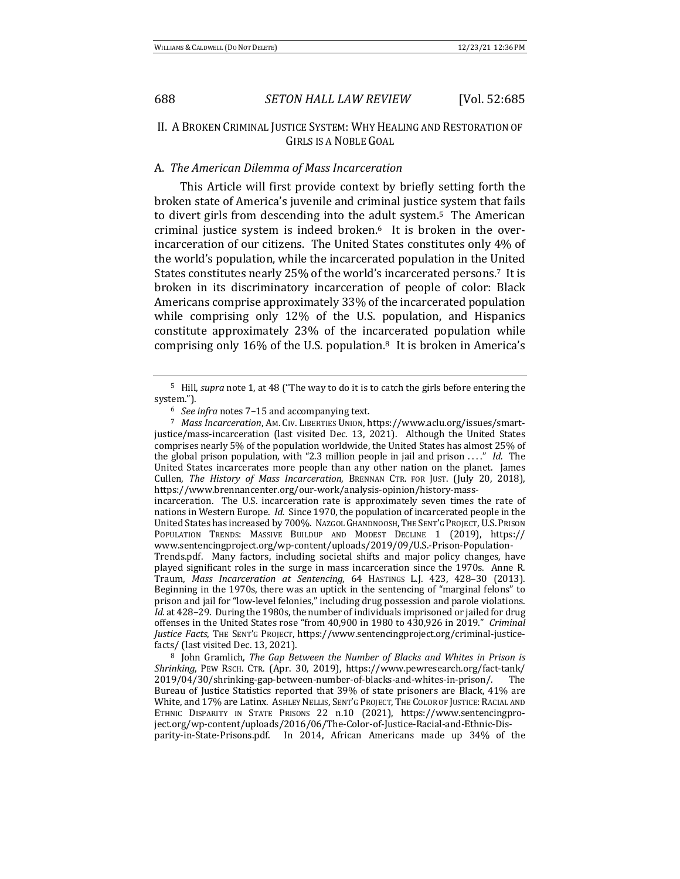## II. A Broken Criminal Justice System: Why Healing and Restoration of Girls is a Noble Goal

### A. *The American Dilemma of Mass Incarceration*

This Article will first provide context by briefly setting forth the broken state of America's juvenile and criminal justice system that fails to divert girls from descending into the adult system.[5] The American criminal justice system is indeed broken.[6] It is broken in the over-incarceration of our citizens. The United States constitutes only 4% of the world's population, while the incarcerated population in the United States constitutes nearly 25% of the world's incarcerated persons.[7] It is broken in its discriminatory incarceration of people of color: Black Americans comprise approximately 33% of the incarcerated population while comprising only 12% of the U.S. population, and Hispanics constitute approximately 23% of the incarcerated population while comprising only 16% of the U.S. population.[8] It is broken in America's

---

[5] Hill, *supra* note 1, at 48 ("The way to do it is to catch the girls before entering the system.").

[6] *See infra* notes 7–15 and accompanying text.

[7] *Mass Incarceration*, AM. CIV. LIBERTIES UNION, https://www.aclu.org/issues/smart-justice/mass-incarceration (last visited Dec. 13, 2021). Although the United States comprises nearly 5% of the population worldwide, the United States has almost 25% of the global prison population, with "2.3 million people in jail and prison . . . ." *Id.* The United States incarcerates more people than any other nation on the planet. James Cullen, *The History of Mass Incarceration*, BRENNAN CTR. FOR JUST. (July 20, 2018), https://www.brennancenter.org/our-work/analysis-opinion/history-mass-incarceration. The U.S. incarceration rate is approximately seven times the rate of nations in Western Europe. *Id.* Since 1970, the population of incarcerated people in the United States has increased by 700%. NAZGOL GHANDNOOSH, THE SENT'G PROJECT, U.S. PRISON POPULATION TRENDS: MASSIVE BUILDUP AND MODEST DECLINE 1 (2019), https://www.sentencingproject.org/wp-content/uploads/2019/09/U.S.-Prison-Population-Trends.pdf. Many factors, including societal shifts and major policy changes, have played significant roles in the surge in mass incarceration since the 1970s. Anne R. Traum, *Mass Incarceration at Sentencing*, 64 HASTINGS L.J. 423, 428–30 (2013). Beginning in the 1970s, there was an uptick in the sentencing of "marginal felons" to prison and jail for "low-level felonies," including drug possession and parole violations. *Id.* at 428–29. During the 1980s, the number of individuals imprisoned or jailed for drug offenses in the United States rose "from 40,900 in 1980 to 430,926 in 2019." *Criminal Justice Facts*, THE SENT'G PROJECT, https://www.sentencingproject.org/criminal-justice-facts/ (last visited Dec. 13, 2021).

[8] John Gramlich, *The Gap Between the Number of Blacks and Whites in Prison is Shrinking*, PEW RSCH. CTR. (Apr. 30, 2019), https://www.pewresearch.org/fact-tank/2019/04/30/shrinking-gap-between-number-of-blacks-and-whites-in-prison/. The Bureau of Justice Statistics reported that 39% of state prisoners are Black, 41% are White, and 17% are Latinx. ASHLEY NELLIS, SENT'G PROJECT, THE COLOR OF JUSTICE: RACIAL AND ETHNIC DISPARITY IN STATE PRISONS 22 n.10 (2021), https://www.sentencingproject.org/wp-content/uploads/2016/06/The-Color-of-Justice-Racial-and-Ethnic-Disparity-in-State-Prisons.pdf. In 2014, African Americans made up 34% of the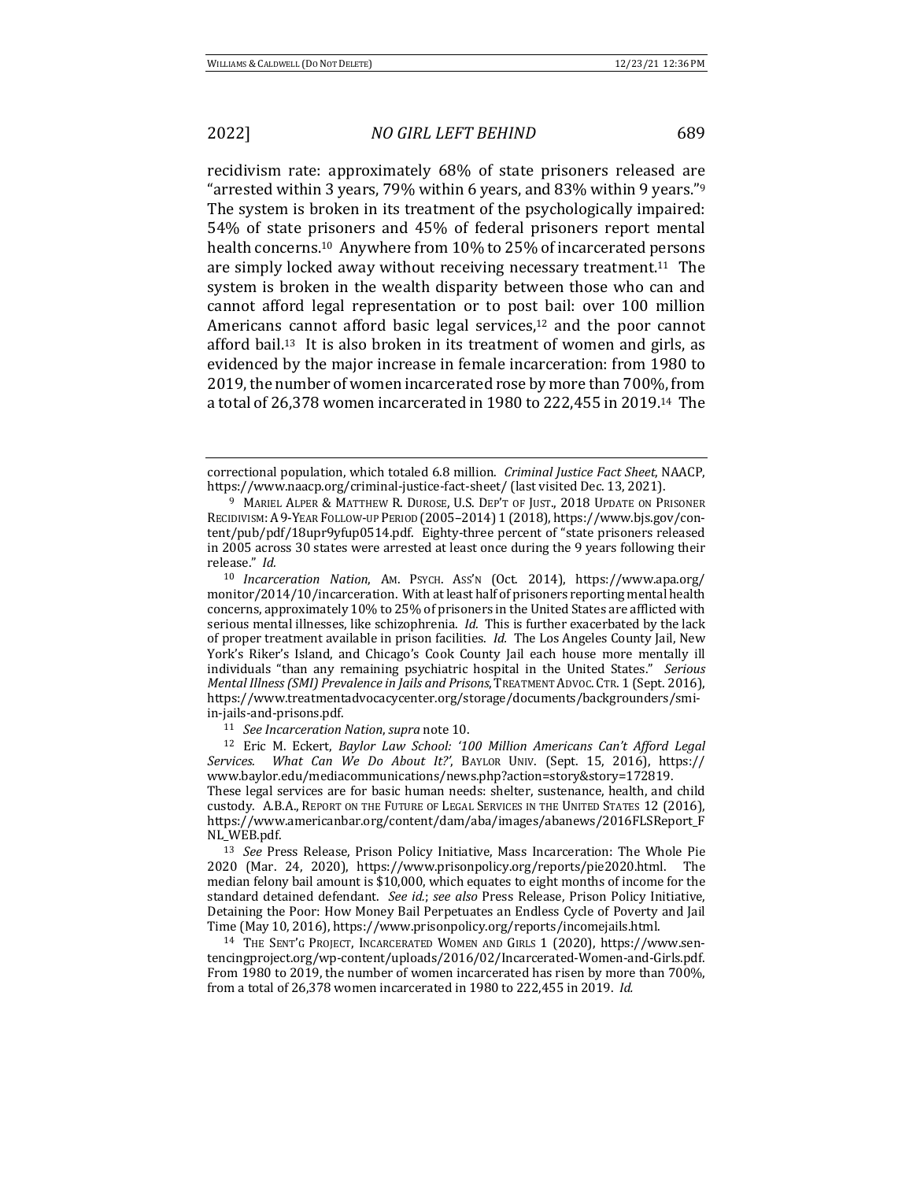recidivism rate: approximately 68% of state prisoners released are "arrested within 3 years, 79% within 6 years, and 83% within 9 years."[9] The system is broken in its treatment of the psychologically impaired: 54% of state prisoners and 45% of federal prisoners report mental health concerns.[10] Anywhere from 10% to 25% of incarcerated persons are simply locked away without receiving necessary treatment.[11] The system is broken in the wealth disparity between those who can and cannot afford legal representation or to post bail: over 100 million Americans cannot afford basic legal services,[12] and the poor cannot afford bail.[13] It is also broken in its treatment of women and girls, as evidenced by the major increase in female incarceration: from 1980 to 2019, the number of women incarcerated rose by more than 700%, from a total of 26,378 women incarcerated in 1980 to 222,455 in 2019.[14] The

---

correctional population, which totaled 6.8 million. *Criminal Justice Fact Sheet*, NAACP, https://www.naacp.org/criminal-justice-fact-sheet/ (last visited Dec. 13, 2021).

[9] MARIEL ALPER & MATTHEW R. DUROSE, U.S. DEP'T OF JUST., 2018 UPDATE ON PRISONER RECIDIVISM: A 9-YEAR FOLLOW-UP PERIOD (2005–2014) 1 (2018), https://www.bjs.gov/content/pub/pdf/18upr9yfup0514.pdf. Eighty-three percent of "state prisoners released in 2005 across 30 states were arrested at least once during the 9 years following their release." *Id.*

[10] *Incarceration Nation*, AM. PSYCH. ASS'N (Oct. 2014), https://www.apa.org/monitor/2014/10/incarceration. With at least half of prisoners reporting mental health concerns, approximately 10% to 25% of prisoners in the United States are afflicted with serious mental illnesses, like schizophrenia. *Id.* This is further exacerbated by the lack of proper treatment available in prison facilities. *Id.* The Los Angeles County Jail, New York's Riker's Island, and Chicago's Cook County Jail each house more mentally ill individuals "than any remaining psychiatric hospital in the United States." *Serious Mental Illness (SMI) Prevalence in Jails and Prisons*, TREATMENT ADVOC. CTR. 1 (Sept. 2016), https://www.treatmentadvocacycenter.org/storage/documents/backgrounders/smi-in-jails-and-prisons.pdf.

[11] *See Incarceration Nation*, *supra* note 10.

[12] Eric M. Eckert, *Baylor Law School: '100 Million Americans Can't Afford Legal Services. What Can We Do About It?'*, BAYLOR UNIV. (Sept. 15, 2016), https://www.baylor.edu/mediacommunications/news.php?action=story&story=172819. These legal services are for basic human needs: shelter, sustenance, health, and child custody. A.B.A., REPORT ON THE FUTURE OF LEGAL SERVICES IN THE UNITED STATES 12 (2016), https://www.americanbar.org/content/dam/aba/images/abanews/2016FLSReport_FNL_WEB.pdf.

[13] *See* Press Release, Prison Policy Initiative, Mass Incarceration: The Whole Pie 2020 (Mar. 24, 2020), https://www.prisonpolicy.org/reports/pie2020.html. The median felony bail amount is $10,000, which equates to eight months of income for the standard detained defendant. *See id.*; *see also* Press Release, Prison Policy Initiative, Detaining the Poor: How Money Bail Perpetuates an Endless Cycle of Poverty and Jail Time (May 10, 2016), https://www.prisonpolicy.org/reports/incomejails.html.

[14] THE SENT'G PROJECT, INCARCERATED WOMEN AND GIRLS 1 (2020), https://www.sentencingproject.org/wp-content/uploads/2016/02/Incarcerated-Women-and-Girls.pdf. From 1980 to 2019, the number of women incarcerated has risen by more than 700%, from a total of 26,378 women incarcerated in 1980 to 222,455 in 2019. *Id.*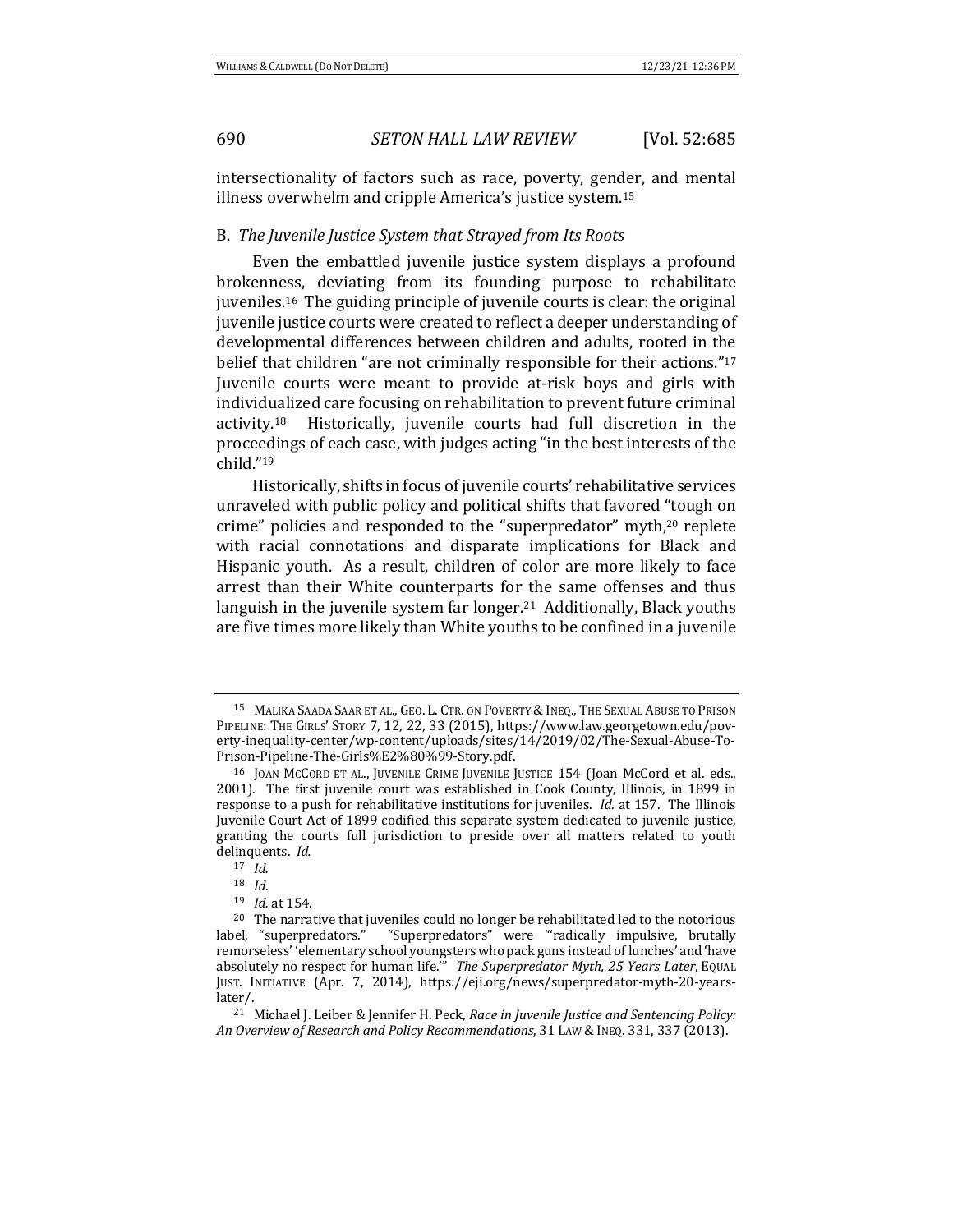intersectionality of factors such as race, poverty, gender, and mental illness overwhelm and cripple America's justice system.[15]

### B. *The Juvenile Justice System that Strayed from Its Roots*

Even the embattled juvenile justice system displays a profound brokenness, deviating from its founding purpose to rehabilitate juveniles.[16] The guiding principle of juvenile courts is clear: the original juvenile justice courts were created to reflect a deeper understanding of developmental differences between children and adults, rooted in the belief that children "are not criminally responsible for their actions."[17] Juvenile courts were meant to provide at-risk boys and girls with individualized care focusing on rehabilitation to prevent future criminal activity.[18] Historically, juvenile courts had full discretion in the proceedings of each case, with judges acting "in the best interests of the child."[19]

Historically, shifts in focus of juvenile courts' rehabilitative services unraveled with public policy and political shifts that favored "tough on crime" policies and responded to the "superpredator" myth,[20] replete with racial connotations and disparate implications for Black and Hispanic youth. As a result, children of color are more likely to face arrest than their White counterparts for the same offenses and thus languish in the juvenile system far longer.[21] Additionally, Black youths are five times more likely than White youths to be confined in a juvenile

---

[15] MALIKA SAADA SAAR ET AL., GEO. L. CTR. ON POVERTY & INEQ., THE SEXUAL ABUSE TO PRISON PIPELINE: THE GIRLS' STORY 7, 12, 22, 33 (2015), https://www.law.georgetown.edu/poverty-inequality-center/wp-content/uploads/sites/14/2019/02/The-Sexual-Abuse-To-Prison-Pipeline-The-Girls%E2%80%99-Story.pdf.

[16] JOAN MCCORD ET AL., JUVENILE CRIME JUVENILE JUSTICE 154 (Joan McCord et al. eds., 2001). The first juvenile court was established in Cook County, Illinois, in 1899 in response to a push for rehabilitative institutions for juveniles. *Id.* at 157. The Illinois Juvenile Court Act of 1899 codified this separate system dedicated to juvenile justice, granting the courts full jurisdiction to preside over all matters related to youth delinquents. *Id.*

[17] *Id.*

[18] *Id.*

[19] *Id.* at 154.

[20] The narrative that juveniles could no longer be rehabilitated led to the notorious label, "superpredators." "Superpredators" were "'radically impulsive, brutally remorseless' 'elementary school youngsters who pack guns instead of lunches' and 'have absolutely no respect for human life.'" *The Superpredator Myth, 25 Years Later*, EQUAL JUST. INITIATIVE (Apr. 7, 2014), https://eji.org/news/superpredator-myth-20-years-later/.

[21] Michael J. Leiber & Jennifer H. Peck, *Race in Juvenile Justice and Sentencing Policy: An Overview of Research and Policy Recommendations*, 31 LAW & INEQ. 331, 337 (2013).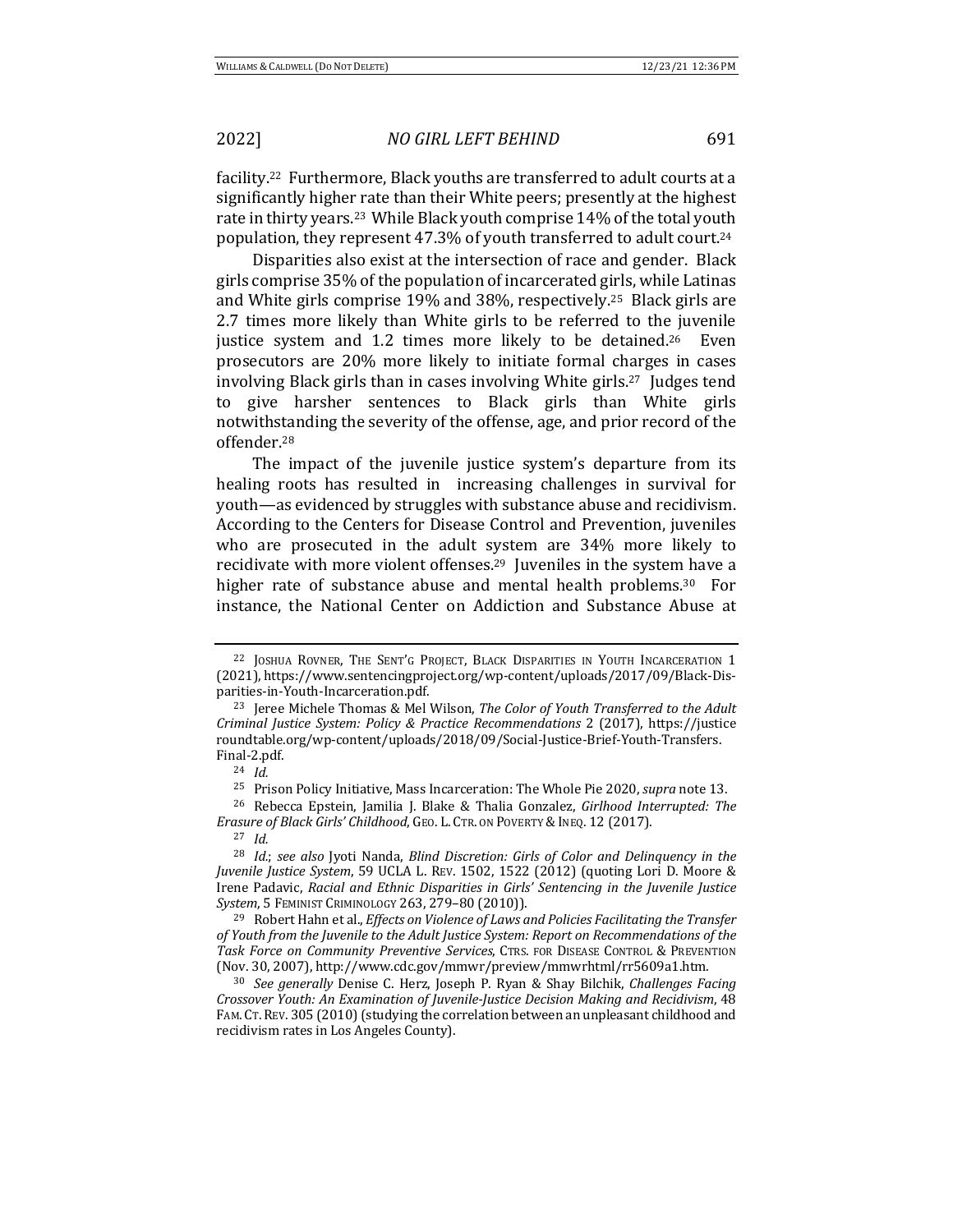facility.[22] Furthermore, Black youths are transferred to adult courts at a significantly higher rate than their White peers; presently at the highest rate in thirty years.[23] While Black youth comprise 14% of the total youth population, they represent 47.3% of youth transferred to adult court.[24]

Disparities also exist at the intersection of race and gender. Black girls comprise 35% of the population of incarcerated girls, while Latinas and White girls comprise 19% and 38%, respectively.[25] Black girls are 2.7 times more likely than White girls to be referred to the juvenile justice system and 1.2 times more likely to be detained.[26] Even prosecutors are 20% more likely to initiate formal charges in cases involving Black girls than in cases involving White girls.[27] Judges tend to give harsher sentences to Black girls than White girls notwithstanding the severity of the offense, age, and prior record of the offender.[28]

The impact of the juvenile justice system's departure from its healing roots has resulted in increasing challenges in survival for youth—as evidenced by struggles with substance abuse and recidivism. According to the Centers for Disease Control and Prevention, juveniles who are prosecuted in the adult system are 34% more likely to recidivate with more violent offenses.[29] Juveniles in the system have a higher rate of substance abuse and mental health problems.[30] For instance, the National Center on Addiction and Substance Abuse at

---

[22] JOSHUA ROVNER, THE SENT'G PROJECT, BLACK DISPARITIES IN YOUTH INCARCERATION 1 (2021), https://www.sentencingproject.org/wp-content/uploads/2017/09/Black-Disparities-in-Youth-Incarceration.pdf.

[23] Jeree Michele Thomas & Mel Wilson, *The Color of Youth Transferred to the Adult Criminal Justice System: Policy & Practice Recommendations* 2 (2017), https://justice roundtable.org/wp-content/uploads/2018/09/Social-Justice-Brief-Youth-Transfers. Final-2.pdf.

[24] *Id.*

[25] Prison Policy Initiative, Mass Incarceration: The Whole Pie 2020, *supra* note 13.

[26] Rebecca Epstein, Jamilia J. Blake & Thalia Gonzalez, *Girlhood Interrupted: The Erasure of Black Girls' Childhood*, GEO. L. CTR. ON POVERTY & INEQ. 12 (2017).

[27] *Id.*

[28] *Id.*; *see also* Jyoti Nanda, *Blind Discretion: Girls of Color and Delinquency in the Juvenile Justice System*, 59 UCLA L. REV. 1502, 1522 (2012) (quoting Lori D. Moore & Irene Padavic, *Racial and Ethnic Disparities in Girls' Sentencing in the Juvenile Justice System*, 5 FEMINIST CRIMINOLOGY 263, 279–80 (2010)).

[29] Robert Hahn et al., *Effects on Violence of Laws and Policies Facilitating the Transfer of Youth from the Juvenile to the Adult Justice System: Report on Recommendations of the Task Force on Community Preventive Services*, CTRS. FOR DISEASE CONTROL & PREVENTION (Nov. 30, 2007), http://www.cdc.gov/mmwr/preview/mmwrhtml/rr5609a1.htm.

[30] *See generally* Denise C. Herz, Joseph P. Ryan & Shay Bilchik, *Challenges Facing Crossover Youth: An Examination of Juvenile-Justice Decision Making and Recidivism*, 48 FAM. CT. REV. 305 (2010) (studying the correlation between an unpleasant childhood and recidivism rates in Los Angeles County).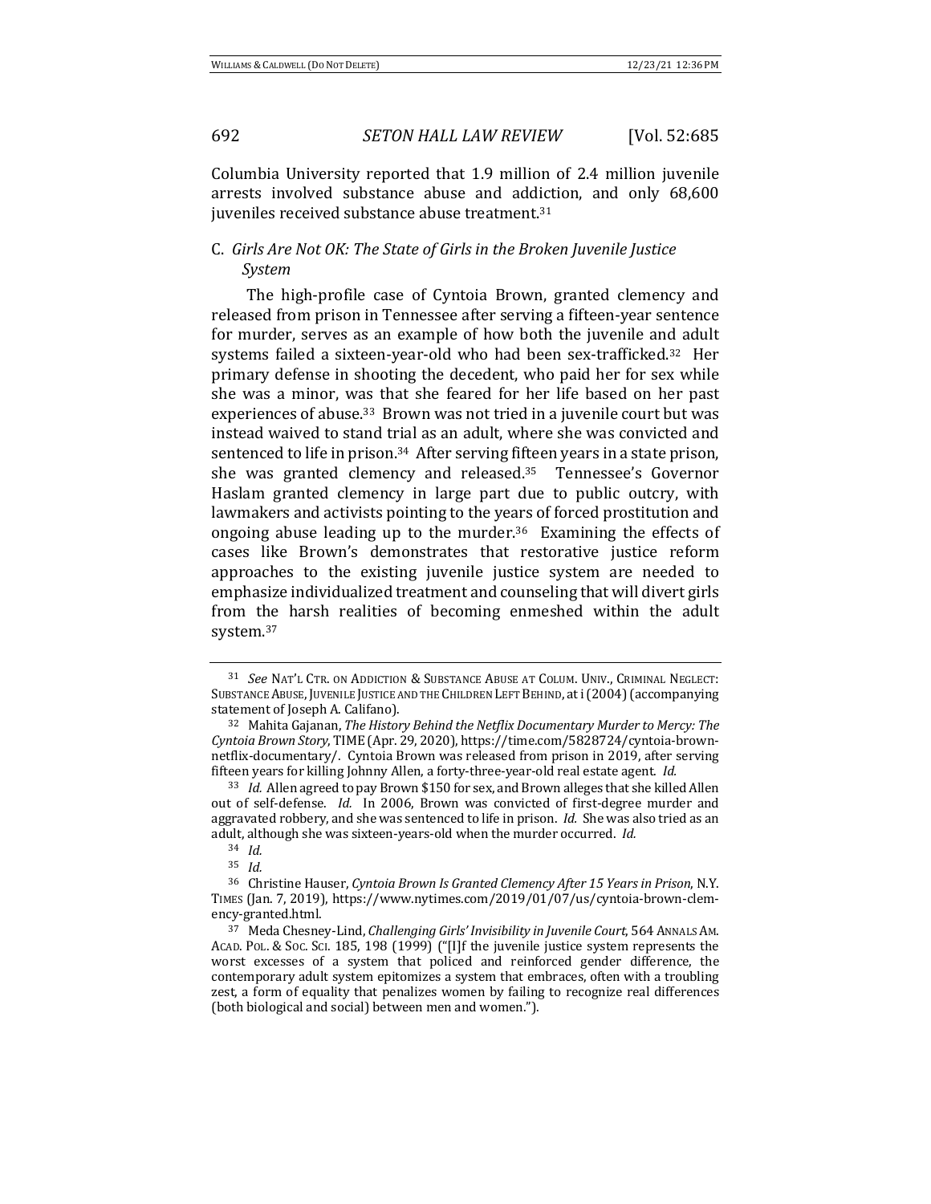Columbia University reported that 1.9 million of 2.4 million juvenile arrests involved substance abuse and addiction, and only 68,600 juveniles received substance abuse treatment.[31]

### C. *Girls Are Not OK: The State of Girls in the Broken Juvenile Justice System*

The high-profile case of Cyntoia Brown, granted clemency and released from prison in Tennessee after serving a fifteen-year sentence for murder, serves as an example of how both the juvenile and adult systems failed a sixteen-year-old who had been sex-trafficked.[32] Her primary defense in shooting the decedent, who paid her for sex while she was a minor, was that she feared for her life based on her past experiences of abuse.[33] Brown was not tried in a juvenile court but was instead waived to stand trial as an adult, where she was convicted and sentenced to life in prison.[34] After serving fifteen years in a state prison, she was granted clemency and released.[35] Tennessee's Governor Haslam granted clemency in large part due to public outcry, with lawmakers and activists pointing to the years of forced prostitution and ongoing abuse leading up to the murder.[36] Examining the effects of cases like Brown's demonstrates that restorative justice reform approaches to the existing juvenile justice system are needed to emphasize individualized treatment and counseling that will divert girls from the harsh realities of becoming enmeshed within the adult system.[37]

---

[31] *See* NAT'L CTR. ON ADDICTION & SUBSTANCE ABUSE AT COLUM. UNIV., CRIMINAL NEGLECT: SUBSTANCE ABUSE, JUVENILE JUSTICE AND THE CHILDREN LEFT BEHIND, at i (2004) (accompanying statement of Joseph A. Califano).

[32] Mahita Gajanan, *The History Behind the Netflix Documentary Murder to Mercy: The Cyntoia Brown Story*, TIME (Apr. 29, 2020), https://time.com/5828724/cyntoia-brown-netflix-documentary/. Cyntoia Brown was released from prison in 2019, after serving fifteen years for killing Johnny Allen, a forty-three-year-old real estate agent. *Id.*

[33] *Id.* Allen agreed to pay Brown $150 for sex, and Brown alleges that she killed Allen out of self-defense. *Id.* In 2006, Brown was convicted of first-degree murder and aggravated robbery, and she was sentenced to life in prison. *Id.* She was also tried as an adult, although she was sixteen-years-old when the murder occurred. *Id.*

[34] *Id.*

[35] *Id.*

[36] Christine Hauser, *Cyntoia Brown Is Granted Clemency After 15 Years in Prison*, N.Y. TIMES (Jan. 7, 2019), https://www.nytimes.com/2019/01/07/us/cyntoia-brown-clemency-granted.html.

[37] Meda Chesney-Lind, *Challenging Girls' Invisibility in Juvenile Court*, 564 ANNALS AM. ACAD. POL. & SOC. SCI. 185, 198 (1999) ("[I]f the juvenile justice system represents the worst excesses of a system that policed and reinforced gender difference, the contemporary adult system epitomizes a system that embraces, often with a troubling zest, a form of equality that penalizes women by failing to recognize real differences (both biological and social) between men and women.").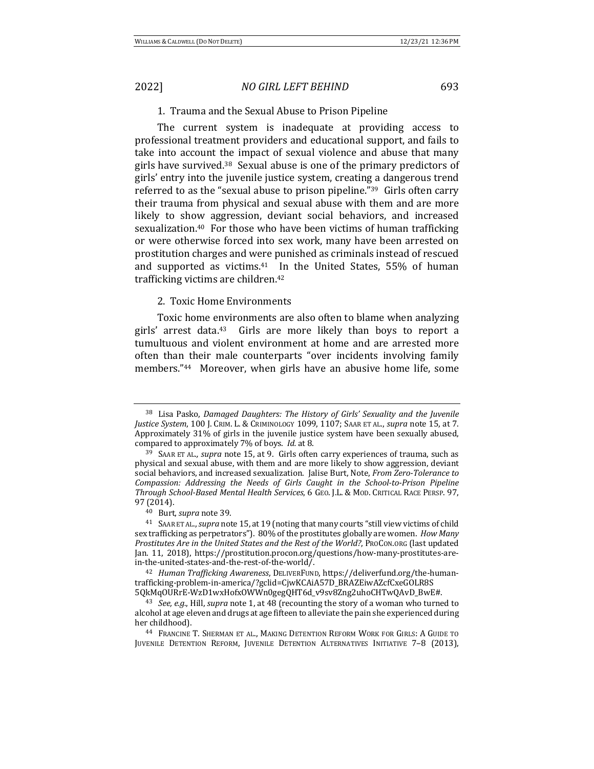### 1. Trauma and the Sexual Abuse to Prison Pipeline

The current system is inadequate at providing access to professional treatment providers and educational support, and fails to take into account the impact of sexual violence and abuse that many girls have survived.[38] Sexual abuse is one of the primary predictors of girls' entry into the juvenile justice system, creating a dangerous trend referred to as the "sexual abuse to prison pipeline."[39] Girls often carry their trauma from physical and sexual abuse with them and are more likely to show aggression, deviant social behaviors, and increased sexualization.[40] For those who have been victims of human trafficking or were otherwise forced into sex work, many have been arrested on prostitution charges and were punished as criminals instead of rescued and supported as victims.[41] In the United States, 55% of human trafficking victims are children.[42]

### 2. Toxic Home Environments

Toxic home environments are also often to blame when analyzing girls' arrest data.[43] Girls are more likely than boys to report a tumultuous and violent environment at home and are arrested more often than their male counterparts "over incidents involving family members."[44] Moreover, when girls have an abusive home life, some

---

[38] Lisa Pasko, *Damaged Daughters: The History of Girls' Sexuality and the Juvenile Justice System*, 100 J. CRIM. L. & CRIMINOLOGY 1099, 1107; SAAR ET AL., *supra* note 15, at 7. Approximately 31% of girls in the juvenile justice system have been sexually abused, compared to approximately 7% of boys. *Id.* at 8.

[39] SAAR ET AL., *supra* note 15, at 9. Girls often carry experiences of trauma, such as physical and sexual abuse, with them and are more likely to show aggression, deviant social behaviors, and increased sexualization. Jalise Burt, Note, *From Zero-Tolerance to Compassion: Addressing the Needs of Girls Caught in the School-to-Prison Pipeline Through School-Based Mental Health Services*, 6 GEO. J.L. & MOD. CRITICAL RACE PERSP. 97, 97 (2014).

[40] Burt, *supra* note 39.

[41] SAAR ET AL., *supra* note 15, at 19 (noting that many courts "still view victims of child sex trafficking as perpetrators"). 80% of the prostitutes globally are women. *How Many Prostitutes Are in the United States and the Rest of the World?*, PROCON.ORG (last updated Jan. 11, 2018), https://prostitution.procon.org/questions/how-many-prostitutes-are-in-the-united-states-and-the-rest-of-the-world/.

[42] *Human Trafficking Awareness*, DELIVERFUND, https://deliverfund.org/the-human-trafficking-problem-in-america/?gclid=CjwKCAiA57D_BRAZEiwAZcfCxeGOLR8S5QkMqOURrE-WzD1wxHofxOWWn0gegQHT6d_v9sv8Zng2uhoCHTwQAvD_BwE#.

[43] *See, e.g.*, Hill, *supra* note 1, at 48 (recounting the story of a woman who turned to alcohol at age eleven and drugs at age fifteen to alleviate the pain she experienced during her childhood).

[44] FRANCINE T. SHERMAN ET AL., MAKING DETENTION REFORM WORK FOR GIRLS: A GUIDE TO JUVENILE DETENTION REFORM, JUVENILE DETENTION ALTERNATIVES INITIATIVE 7–8 (2013),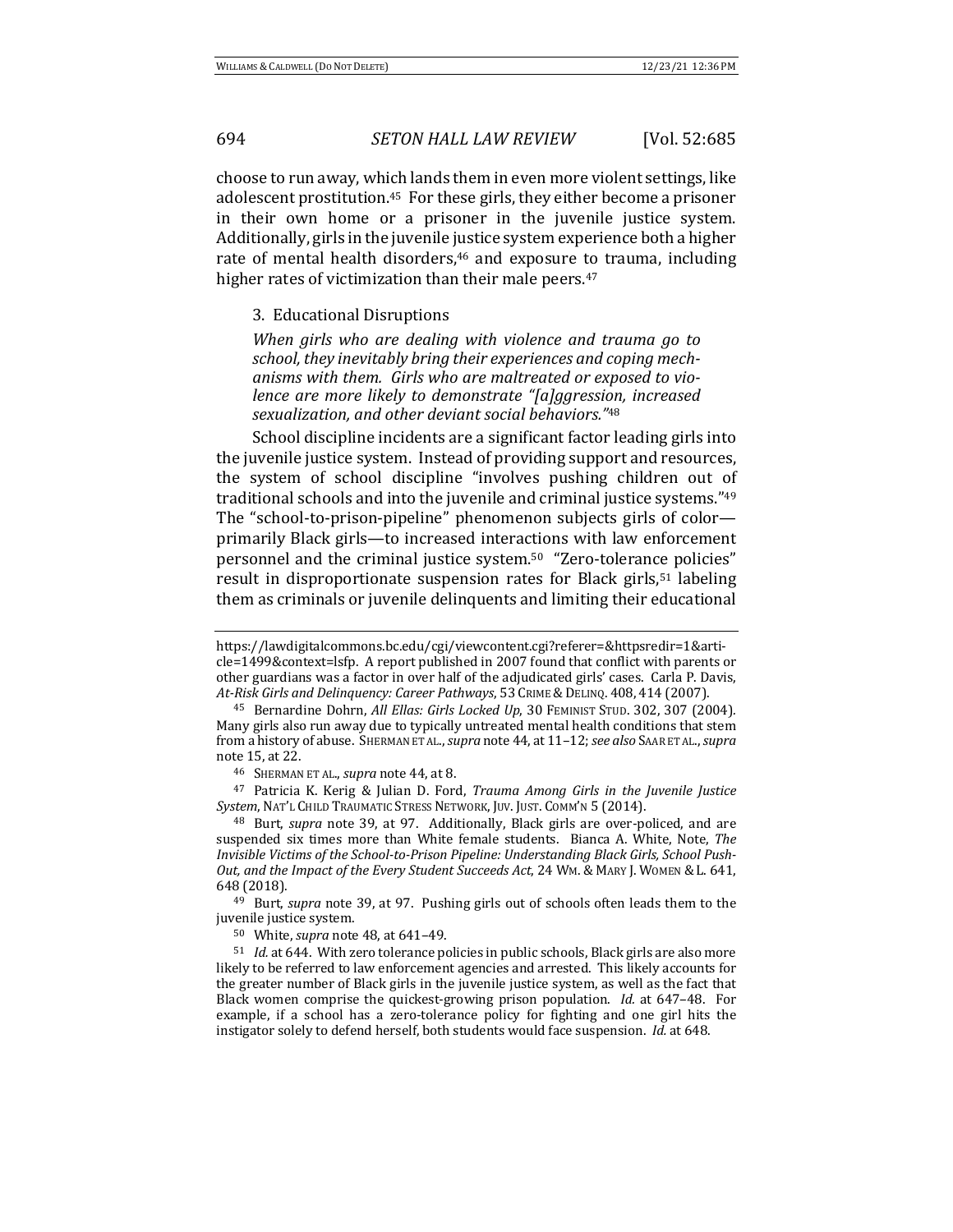choose to run away, which lands them in even more violent settings, like adolescent prostitution.[45] For these girls, they either become a prisoner in their own home or a prisoner in the juvenile justice system. Additionally, girls in the juvenile justice system experience both a higher rate of mental health disorders,[46] and exposure to trauma, including higher rates of victimization than their male peers.[47]

### 3. Educational Disruptions

*When girls who are dealing with violence and trauma go to school, they inevitably bring their experiences and coping mechanisms with them. Girls who are maltreated or exposed to violence are more likely to demonstrate "[a]ggression, increased sexualization, and other deviant social behaviors."*[48]

School discipline incidents are a significant factor leading girls into the juvenile justice system. Instead of providing support and resources, the system of school discipline "involves pushing children out of traditional schools and into the juvenile and criminal justice systems."[49] The "school-to-prison-pipeline" phenomenon subjects girls of color—primarily Black girls—to increased interactions with law enforcement personnel and the criminal justice system.[50] "Zero-tolerance policies" result in disproportionate suspension rates for Black girls,[51] labeling them as criminals or juvenile delinquents and limiting their educational

---

https://lawdigitalcommons.bc.edu/cgi/viewcontent.cgi?referer=&httpsredir=1&article=1499&context=lsfp. A report published in 2007 found that conflict with parents or other guardians was a factor in over half of the adjudicated girls' cases. Carla P. Davis, *At-Risk Girls and Delinquency: Career Pathways*, 53 CRIME & DELINQ. 408, 414 (2007).

[45] Bernardine Dohrn, *All Ellas: Girls Locked Up*, 30 FEMINIST STUD. 302, 307 (2004). Many girls also run away due to typically untreated mental health conditions that stem from a history of abuse. SHERMAN ET AL., *supra* note 44, at 11–12; *see also* SAAR ET AL., *supra* note 15, at 22.

[46] SHERMAN ET AL., *supra* note 44, at 8.

[47] Patricia K. Kerig & Julian D. Ford, *Trauma Among Girls in the Juvenile Justice System*, NAT'L CHILD TRAUMATIC STRESS NETWORK, JUV. JUST. COMM'N 5 (2014).

[48] Burt, *supra* note 39, at 97. Additionally, Black girls are over-policed, and are suspended six times more than White female students. Bianca A. White, Note, *The Invisible Victims of the School-to-Prison Pipeline: Understanding Black Girls, School Push-Out, and the Impact of the Every Student Succeeds Act*, 24 WM. & MARY J. WOMEN & L. 641, 648 (2018).

[49] Burt, *supra* note 39, at 97. Pushing girls out of schools often leads them to the juvenile justice system.

[50] White, *supra* note 48, at 641–49.

[51] *Id.* at 644. With zero tolerance policies in public schools, Black girls are also more likely to be referred to law enforcement agencies and arrested. This likely accounts for the greater number of Black girls in the juvenile justice system, as well as the fact that Black women comprise the quickest-growing prison population. *Id.* at 647–48. For example, if a school has a zero-tolerance policy for fighting and one girl hits the instigator solely to defend herself, both students would face suspension. *Id.* at 648.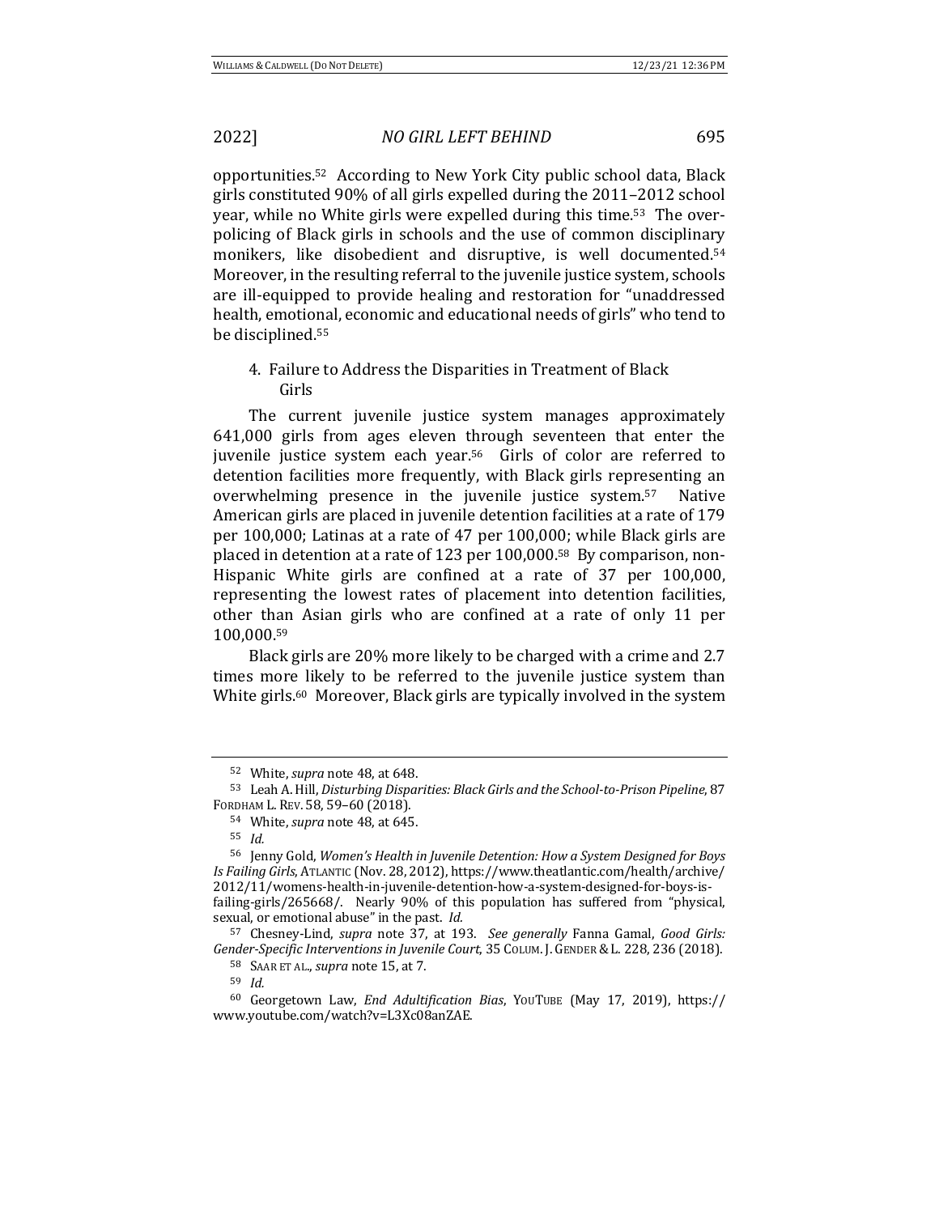opportunities.[52] According to New York City public school data, Black girls constituted 90% of all girls expelled during the 2011–2012 school year, while no White girls were expelled during this time.[53] The over-policing of Black girls in schools and the use of common disciplinary monikers, like disobedient and disruptive, is well documented.[54] Moreover, in the resulting referral to the juvenile justice system, schools are ill-equipped to provide healing and restoration for "unaddressed health, emotional, economic and educational needs of girls" who tend to be disciplined.[55]

4. Failure to Address the Disparities in Treatment of Black Girls

The current juvenile justice system manages approximately 641,000 girls from ages eleven through seventeen that enter the juvenile justice system each year.[56] Girls of color are referred to detention facilities more frequently, with Black girls representing an overwhelming presence in the juvenile justice system.[57] Native American girls are placed in juvenile detention facilities at a rate of 179 per 100,000; Latinas at a rate of 47 per 100,000; while Black girls are placed in detention at a rate of 123 per 100,000.[58] By comparison, non-Hispanic White girls are confined at a rate of 37 per 100,000, representing the lowest rates of placement into detention facilities, other than Asian girls who are confined at a rate of only 11 per 100,000.[59]

Black girls are 20% more likely to be charged with a crime and 2.7 times more likely to be referred to the juvenile justice system than White girls.[60] Moreover, Black girls are typically involved in the system

---

[52] White, *supra* note 48, at 648.

[53] Leah A. Hill, *Disturbing Disparities: Black Girls and the School-to-Prison Pipeline*, 87 FORDHAM L. REV. 58, 59–60 (2018).

[54] White, *supra* note 48, at 645.

[55] *Id.*

[56] Jenny Gold, *Women's Health in Juvenile Detention: How a System Designed for Boys Is Failing Girls*, ATLANTIC (Nov. 28, 2012), https://www.theatlantic.com/health/archive/2012/11/womens-health-in-juvenile-detention-how-a-system-designed-for-boys-is-failing-girls/265668/. Nearly 90% of this population has suffered from "physical, sexual, or emotional abuse" in the past. *Id.*

[57] Chesney-Lind, *supra* note 37, at 193. *See generally* Fanna Gamal, *Good Girls: Gender-Specific Interventions in Juvenile Court*, 35 COLUM. J. GENDER & L. 228, 236 (2018).

[58] SAAR ET AL., *supra* note 15, at 7.

[59] *Id.*

[60] Georgetown Law, *End Adultification Bias*, YOUTUBE (May 17, 2019), https://www.youtube.com/watch?v=L3Xc08anZAE.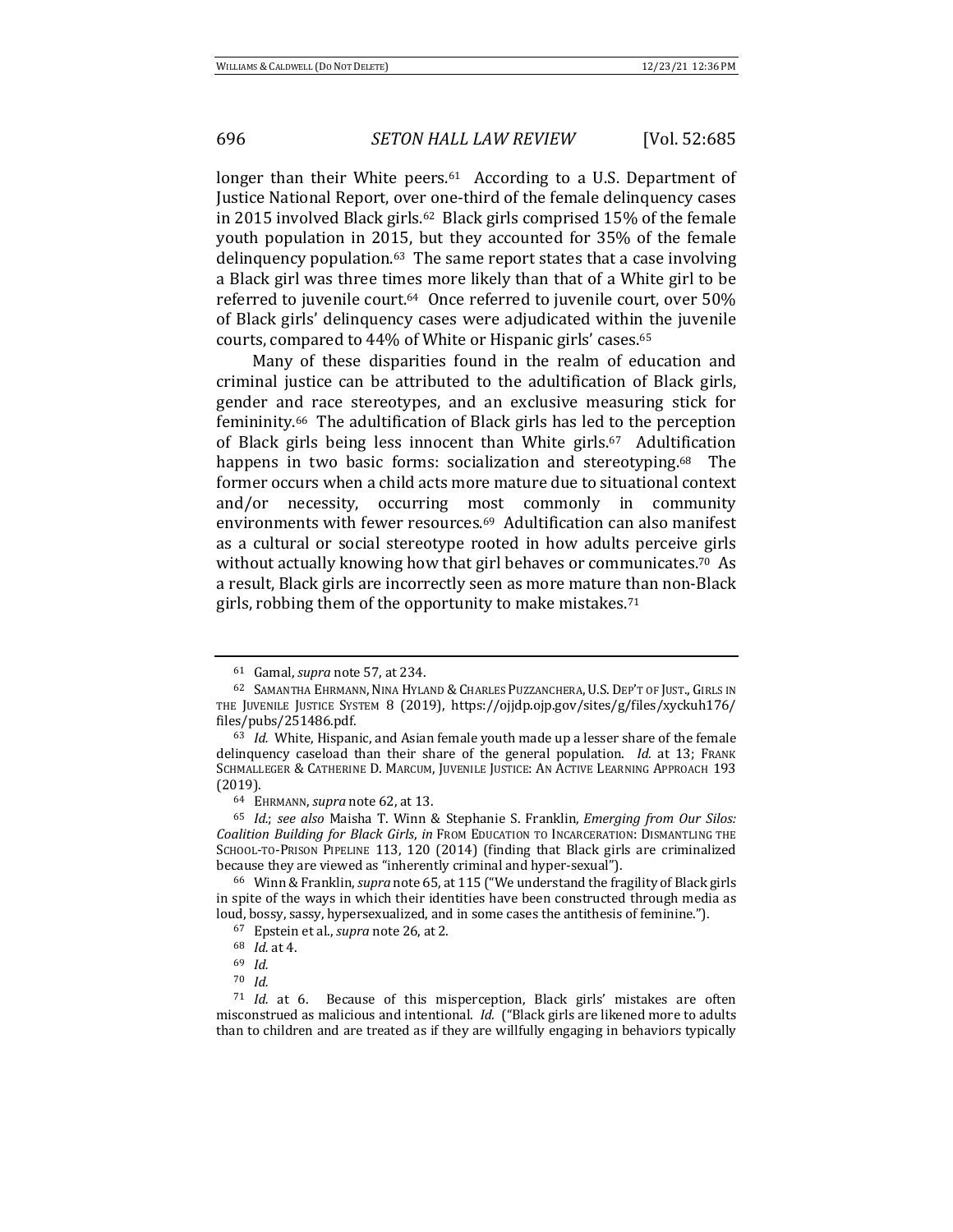longer than their White peers.[61] According to a U.S. Department of Justice National Report, over one-third of the female delinquency cases in 2015 involved Black girls.[62] Black girls comprised 15% of the female youth population in 2015, but they accounted for 35% of the female delinquency population.[63] The same report states that a case involving a Black girl was three times more likely than that of a White girl to be referred to juvenile court.[64] Once referred to juvenile court, over 50% of Black girls' delinquency cases were adjudicated within the juvenile courts, compared to 44% of White or Hispanic girls' cases.[65]

Many of these disparities found in the realm of education and criminal justice can be attributed to the adultification of Black girls, gender and race stereotypes, and an exclusive measuring stick for femininity.[66] The adultification of Black girls has led to the perception of Black girls being less innocent than White girls.[67] Adultification happens in two basic forms: socialization and stereotyping.[68] The former occurs when a child acts more mature due to situational context and/or necessity, occurring most commonly in community environments with fewer resources.[69] Adultification can also manifest as a cultural or social stereotype rooted in how adults perceive girls without actually knowing how that girl behaves or communicates.[70] As a result, Black girls are incorrectly seen as more mature than non-Black girls, robbing them of the opportunity to make mistakes.[71]

---

[61] Gamal, *supra* note 57, at 234.

[62] SAMANTHA EHRMANN, NINA HYLAND & CHARLES PUZZANCHERA, U.S. DEP'T OF JUST., GIRLS IN THE JUVENILE JUSTICE SYSTEM 8 (2019), https://ojjdp.ojp.gov/sites/g/files/xyckuh176/files/pubs/251486.pdf.

[63] *Id.* White, Hispanic, and Asian female youth made up a lesser share of the female delinquency caseload than their share of the general population. *Id.* at 13; FRANK SCHMALLEGER & CATHERINE D. MARCUM, JUVENILE JUSTICE: AN ACTIVE LEARNING APPROACH 193 (2019).

[64] EHRMANN, *supra* note 62, at 13.

[65] *Id.*; *see also* Maisha T. Winn & Stephanie S. Franklin, *Emerging from Our Silos: Coalition Building for Black Girls*, *in* FROM EDUCATION TO INCARCERATION: DISMANTLING THE SCHOOL-TO-PRISON PIPELINE 113, 120 (2014) (finding that Black girls are criminalized because they are viewed as "inherently criminal and hyper-sexual").

[66] Winn & Franklin, *supra* note 65, at 115 ("We understand the fragility of Black girls in spite of the ways in which their identities have been constructed through media as loud, bossy, sassy, hypersexualized, and in some cases the antithesis of feminine.").

[67] Epstein et al., *supra* note 26, at 2.

[68] *Id.* at 4.

[69] *Id.*

[70] *Id.*

[71] *Id.* at 6. Because of this misperception, Black girls' mistakes are often misconstrued as malicious and intentional. *Id.* ("Black girls are likened more to adults than to children and are treated as if they are willfully engaging in behaviors typically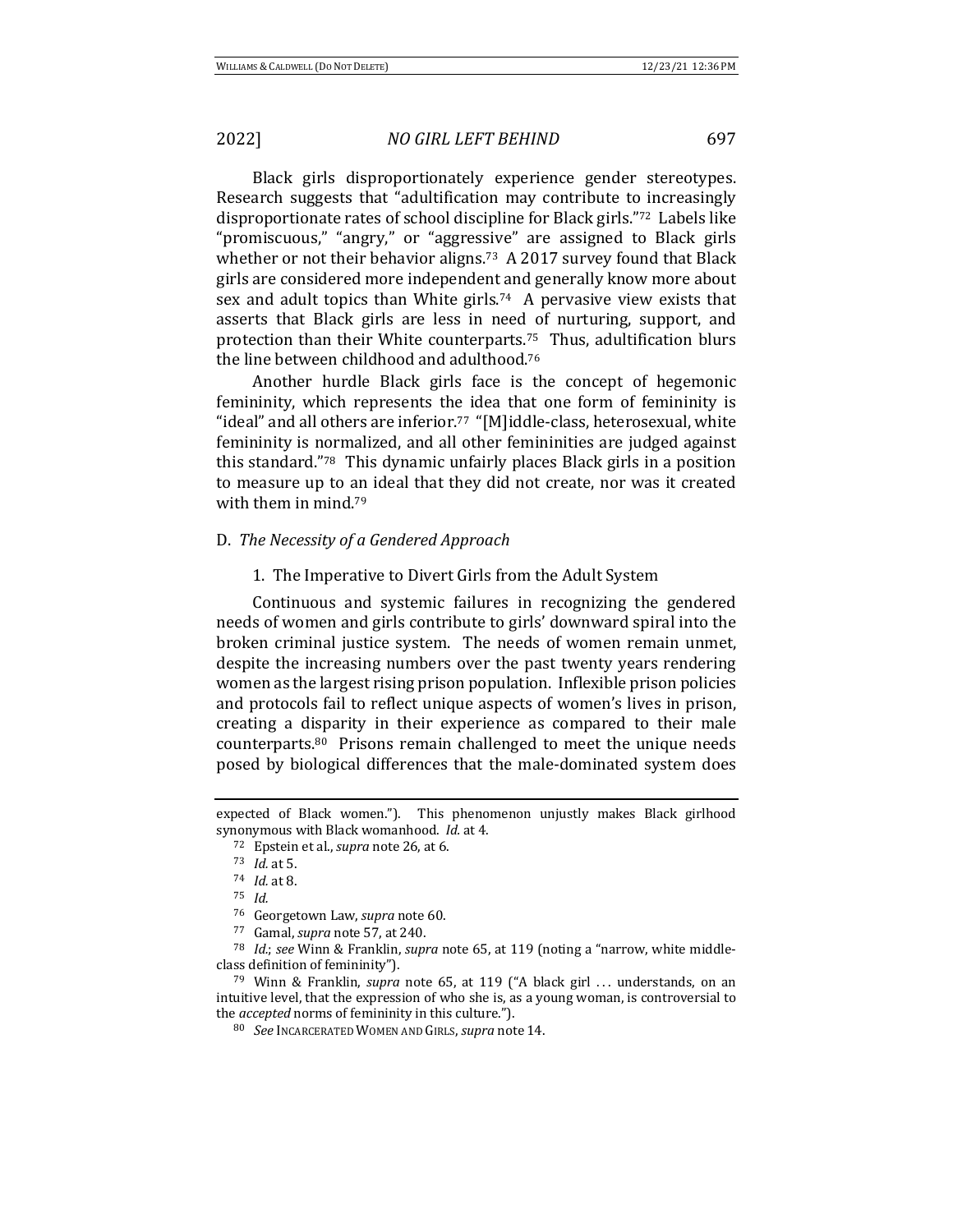Black girls disproportionately experience gender stereotypes. Research suggests that "adultification may contribute to increasingly disproportionate rates of school discipline for Black girls."[72] Labels like "promiscuous," "angry," or "aggressive" are assigned to Black girls whether or not their behavior aligns.[73] A 2017 survey found that Black girls are considered more independent and generally know more about sex and adult topics than White girls.[74] A pervasive view exists that asserts that Black girls are less in need of nurturing, support, and protection than their White counterparts.[75] Thus, adultification blurs the line between childhood and adulthood.[76]

Another hurdle Black girls face is the concept of hegemonic femininity, which represents the idea that one form of femininity is "ideal" and all others are inferior.[77] "[M]iddle-class, heterosexual, white femininity is normalized, and all other femininities are judged against this standard."[78] This dynamic unfairly places Black girls in a position to measure up to an ideal that they did not create, nor was it created with them in mind.[79]

### D. *The Necessity of a Gendered Approach*

#### 1. The Imperative to Divert Girls from the Adult System

Continuous and systemic failures in recognizing the gendered needs of women and girls contribute to girls' downward spiral into the broken criminal justice system. The needs of women remain unmet, despite the increasing numbers over the past twenty years rendering women as the largest rising prison population. Inflexible prison policies and protocols fail to reflect unique aspects of women's lives in prison, creating a disparity in their experience as compared to their male counterparts.[80] Prisons remain challenged to meet the unique needs posed by biological differences that the male-dominated system does

---

expected of Black women."). This phenomenon unjustly makes Black girlhood synonymous with Black womanhood. *Id.* at 4.

[72] Epstein et al., *supra* note 26, at 6.

[73] *Id.* at 5.

[74] *Id.* at 8.

[75] *Id.*

[76] Georgetown Law, *supra* note 60.

[77] Gamal, *supra* note 57, at 240.

[78] *Id.*; *see* Winn & Franklin, *supra* note 65, at 119 (noting a "narrow, white middle-class definition of femininity").

[79] Winn & Franklin, *supra* note 65, at 119 ("A black girl . . . understands, on an intuitive level, that the expression of who she is, as a young woman, is controversial to the *accepted* norms of femininity in this culture.").

[80] *See* INCARCERATED WOMEN AND GIRLS, *supra* note 14.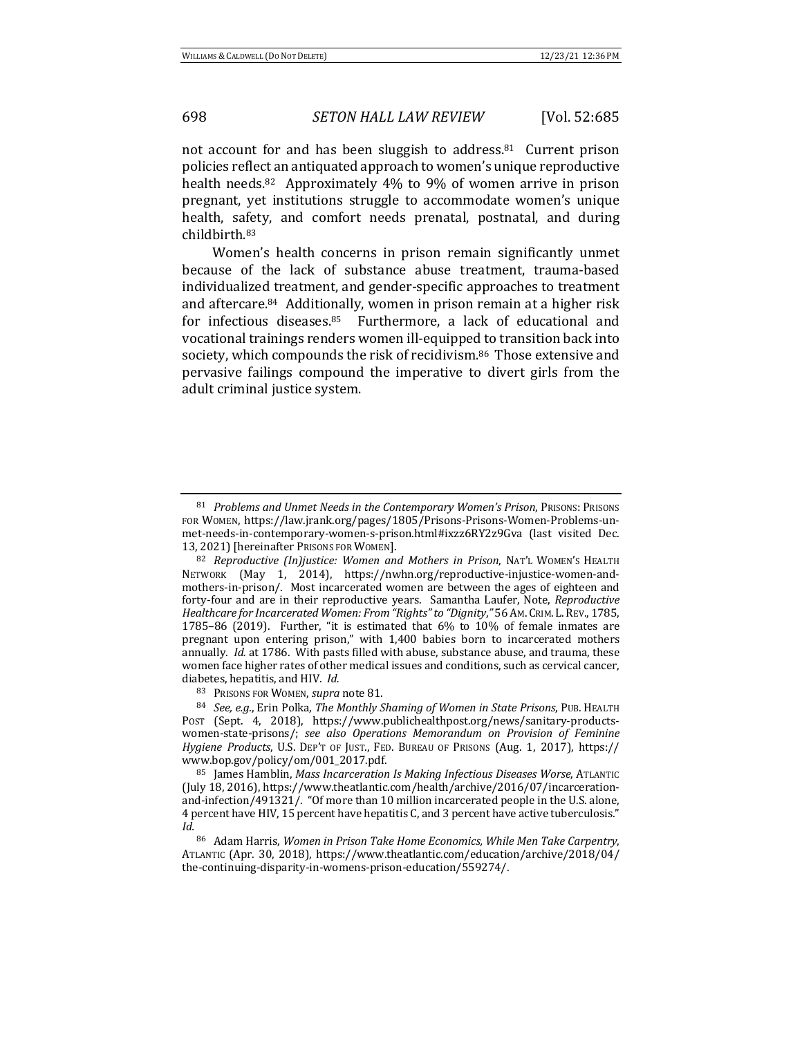not account for and has been sluggish to address.[81] Current prison policies reflect an antiquated approach to women's unique reproductive health needs.[82] Approximately 4% to 9% of women arrive in prison pregnant, yet institutions struggle to accommodate women's unique health, safety, and comfort needs prenatal, postnatal, and during childbirth.[83]

Women's health concerns in prison remain significantly unmet because of the lack of substance abuse treatment, trauma-based individualized treatment, and gender-specific approaches to treatment and aftercare.[84] Additionally, women in prison remain at a higher risk for infectious diseases.[85] Furthermore, a lack of educational and vocational trainings renders women ill-equipped to transition back into society, which compounds the risk of recidivism.[86] Those extensive and pervasive failings compound the imperative to divert girls from the adult criminal justice system.

---

[81] *Problems and Unmet Needs in the Contemporary Women's Prison*, PRISONS: PRISONS FOR WOMEN, https://law.jrank.org/pages/1805/Prisons-Prisons-Women-Problems-unmet-needs-in-contemporary-women-s-prison.html#ixzz6RY2z9Gva (last visited Dec. 13, 2021) [hereinafter PRISONS FOR WOMEN].

[82] *Reproductive (In)justice: Women and Mothers in Prison*, NAT'L WOMEN'S HEALTH NETWORK (May 1, 2014), https://nwhn.org/reproductive-injustice-women-and-mothers-in-prison/. Most incarcerated women are between the ages of eighteen and forty-four and are in their reproductive years. Samantha Laufer, Note, *Reproductive Healthcare for Incarcerated Women: From "Rights" to "Dignity*,*"* 56 AM. CRIM. L. REV., 1785, 1785–86 (2019). Further, "it is estimated that 6% to 10% of female inmates are pregnant upon entering prison," with 1,400 babies born to incarcerated mothers annually. *Id.* at 1786. With pasts filled with abuse, substance abuse, and trauma, these women face higher rates of other medical issues and conditions, such as cervical cancer, diabetes, hepatitis, and HIV. *Id.*

[83] PRISONS FOR WOMEN, *supra* note 81.

[84] *See, e.g.*, Erin Polka, *The Monthly Shaming of Women in State Prisons*, PUB. HEALTH POST (Sept. 4, 2018), https://www.publichealthpost.org/news/sanitary-products-women-state-prisons/; *see also Operations Memorandum on Provision of Feminine Hygiene Products*, U.S. DEP'T OF JUST., FED. BUREAU OF PRISONS (Aug. 1, 2017), https://www.bop.gov/policy/om/001_2017.pdf.

[85] James Hamblin, *Mass Incarceration Is Making Infectious Diseases Worse*, ATLANTIC (July 18, 2016), https://www.theatlantic.com/health/archive/2016/07/incarceration-and-infection/491321/. "Of more than 10 million incarcerated people in the U.S. alone, 4 percent have HIV, 15 percent have hepatitis C, and 3 percent have active tuberculosis." *Id.*

[86] Adam Harris, *Women in Prison Take Home Economics, While Men Take Carpentry*, ATLANTIC (Apr. 30, 2018), https://www.theatlantic.com/education/archive/2018/04/the-continuing-disparity-in-womens-prison-education/559274/.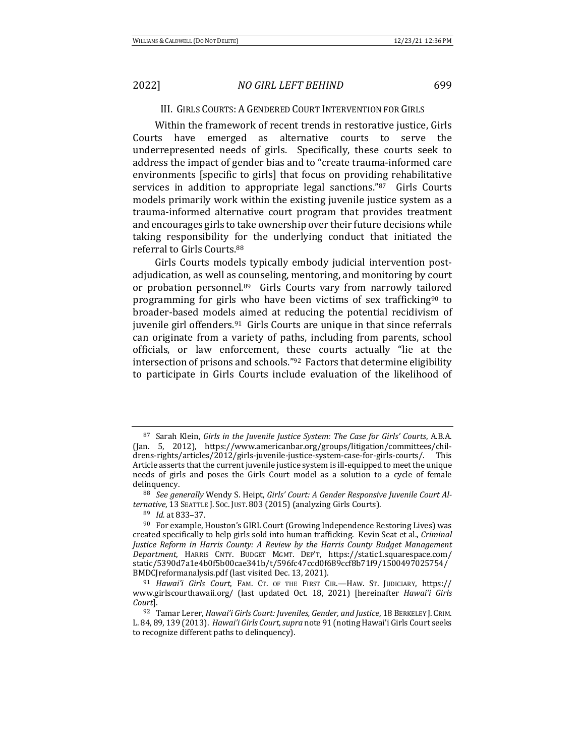## III. Girls Courts: A Gendered Court Intervention for Girls

Within the framework of recent trends in restorative justice, Girls Courts have emerged as alternative courts to serve the underrepresented needs of girls. Specifically, these courts seek to address the impact of gender bias and to "create trauma-informed care environments [specific to girls] that focus on providing rehabilitative services in addition to appropriate legal sanctions."[87] Girls Courts models primarily work within the existing juvenile justice system as a trauma-informed alternative court program that provides treatment and encourages girls to take ownership over their future decisions while taking responsibility for the underlying conduct that initiated the referral to Girls Courts.[88]

Girls Courts models typically embody judicial intervention post-adjudication, as well as counseling, mentoring, and monitoring by court or probation personnel.[89] Girls Courts vary from narrowly tailored programming for girls who have been victims of sex trafficking[90] to broader-based models aimed at reducing the potential recidivism of juvenile girl offenders.[91] Girls Courts are unique in that since referrals can originate from a variety of paths, including from parents, school officials, or law enforcement, these courts actually "lie at the intersection of prisons and schools."[92] Factors that determine eligibility to participate in Girls Courts include evaluation of the likelihood of

---

[87] Sarah Klein, *Girls in the Juvenile Justice System: The Case for Girls' Courts*, A.B.A. (Jan. 5, 2012), https://www.americanbar.org/groups/litigation/committees/childrens-rights/articles/2012/girls-juvenile-justice-system-case-for-girls-courts/. This Article asserts that the current juvenile justice system is ill-equipped to meet the unique needs of girls and poses the Girls Court model as a solution to a cycle of female delinquency.

[88] *See generally* Wendy S. Heipt, *Girls' Court: A Gender Responsive Juvenile Court Alternative*, 13 SEATTLE J. SOC. JUST. 803 (2015) (analyzing Girls Courts).

[89] *Id.* at 833–37.

[90] For example, Houston's GIRL Court (Growing Independence Restoring Lives) was created specifically to help girls sold into human trafficking. Kevin Seat et al., *Criminal Justice Reform in Harris County: A Review by the Harris County Budget Management Department*, HARRIS CNTY. BUDGET MGMT. DEP'T, https://static1.squarespace.com/static/5390d7a1e4b0f5b00cae341b/t/596fc47ccd0f689ccf8b71f9/1500497025754/BMDCJreformanalysis.pdf (last visited Dec. 13, 2021).

[91] *Hawai'i Girls Court*, FAM. CT. OF THE FIRST CIR.—HAW. ST. JUDICIARY, https://www.girlscourthawaii.org/ (last updated Oct. 18, 2021) [hereinafter *Hawai'i Girls Court*].

[92] Tamar Lerer, *Hawai'i Girls Court: Juveniles, Gender, and Justice*, 18 BERKELEY J. CRIM. L. 84, 89, 139 (2013). *Hawai'i Girls Court*, *supra* note 91 (noting Hawai'i Girls Court seeks to recognize different paths to delinquency).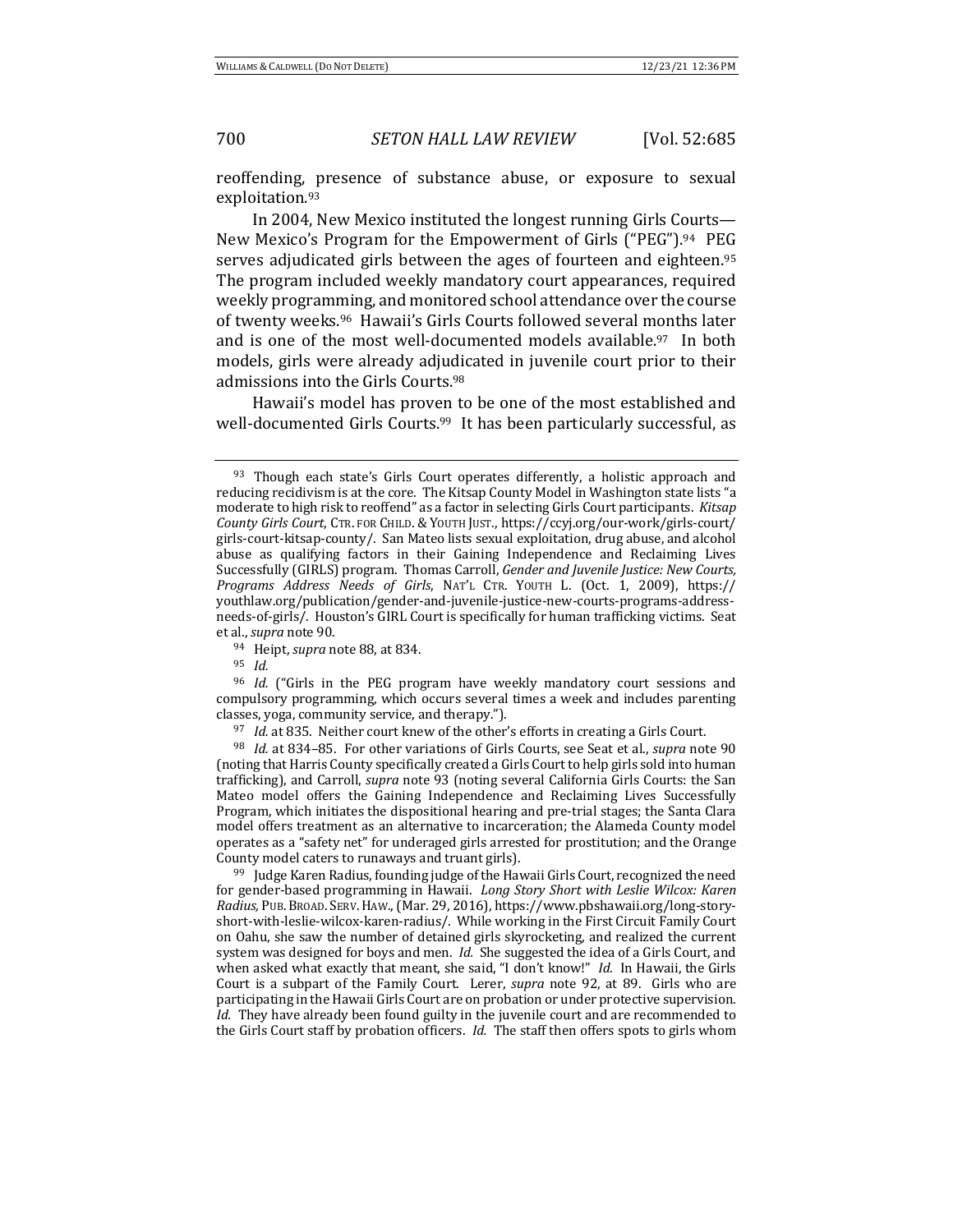reoffending, presence of substance abuse, or exposure to sexual exploitation.[93]

In 2004, New Mexico instituted the longest running Girls Courts—New Mexico's Program for the Empowerment of Girls ("PEG").[94] PEG serves adjudicated girls between the ages of fourteen and eighteen.[95] The program included weekly mandatory court appearances, required weekly programming, and monitored school attendance over the course of twenty weeks.[96] Hawaii's Girls Courts followed several months later and is one of the most well-documented models available.[97] In both models, girls were already adjudicated in juvenile court prior to their admissions into the Girls Courts.[98]

Hawaii's model has proven to be one of the most established and well-documented Girls Courts.[99] It has been particularly successful, as

---

[93] Though each state's Girls Court operates differently, a holistic approach and reducing recidivism is at the core. The Kitsap County Model in Washington state lists "a moderate to high risk to reoffend" as a factor in selecting Girls Court participants. *Kitsap County Girls Court*, CTR. FOR CHILD. & YOUTH JUST., https://ccyj.org/our-work/girls-court/girls-court-kitsap-county/. San Mateo lists sexual exploitation, drug abuse, and alcohol abuse as qualifying factors in their Gaining Independence and Reclaiming Lives Successfully (GIRLS) program. Thomas Carroll, *Gender and Juvenile Justice: New Courts, Programs Address Needs of Girls*, NAT'L CTR. YOUTH L. (Oct. 1, 2009), https://youthlaw.org/publication/gender-and-juvenile-justice-new-courts-programs-address-needs-of-girls/. Houston's GIRL Court is specifically for human trafficking victims. Seat et al., *supra* note 90.

[94] Heipt, *supra* note 88, at 834.

[95] *Id.*

[96] *Id.* ("Girls in the PEG program have weekly mandatory court sessions and compulsory programming, which occurs several times a week and includes parenting classes, yoga, community service, and therapy.").

[97] *Id.* at 835. Neither court knew of the other's efforts in creating a Girls Court.

[98] *Id.* at 834–85. For other variations of Girls Courts, see Seat et al., *supra* note 90 (noting that Harris County specifically created a Girls Court to help girls sold into human trafficking), and Carroll, *supra* note 93 (noting several California Girls Courts: the San Mateo model offers the Gaining Independence and Reclaiming Lives Successfully Program, which initiates the dispositional hearing and pre-trial stages; the Santa Clara model offers treatment as an alternative to incarceration; the Alameda County model operates as a "safety net" for underaged girls arrested for prostitution; and the Orange County model caters to runaways and truant girls).

[99] Judge Karen Radius, founding judge of the Hawaii Girls Court, recognized the need for gender-based programming in Hawaii. *Long Story Short with Leslie Wilcox: Karen Radius*, PUB. BROAD. SERV. HAW., (Mar. 29, 2016), https://www.pbshawaii.org/long-story-short-with-leslie-wilcox-karen-radius/. While working in the First Circuit Family Court on Oahu, she saw the number of detained girls skyrocketing, and realized the current system was designed for boys and men. *Id.* She suggested the idea of a Girls Court, and when asked what exactly that meant, she said, "I don't know!" *Id.* In Hawaii, the Girls Court is a subpart of the Family Court. Lerer, *supra* note 92, at 89. Girls who are participating in the Hawaii Girls Court are on probation or under protective supervision. *Id.* They have already been found guilty in the juvenile court and are recommended to the Girls Court staff by probation officers. *Id.* The staff then offers spots to girls whom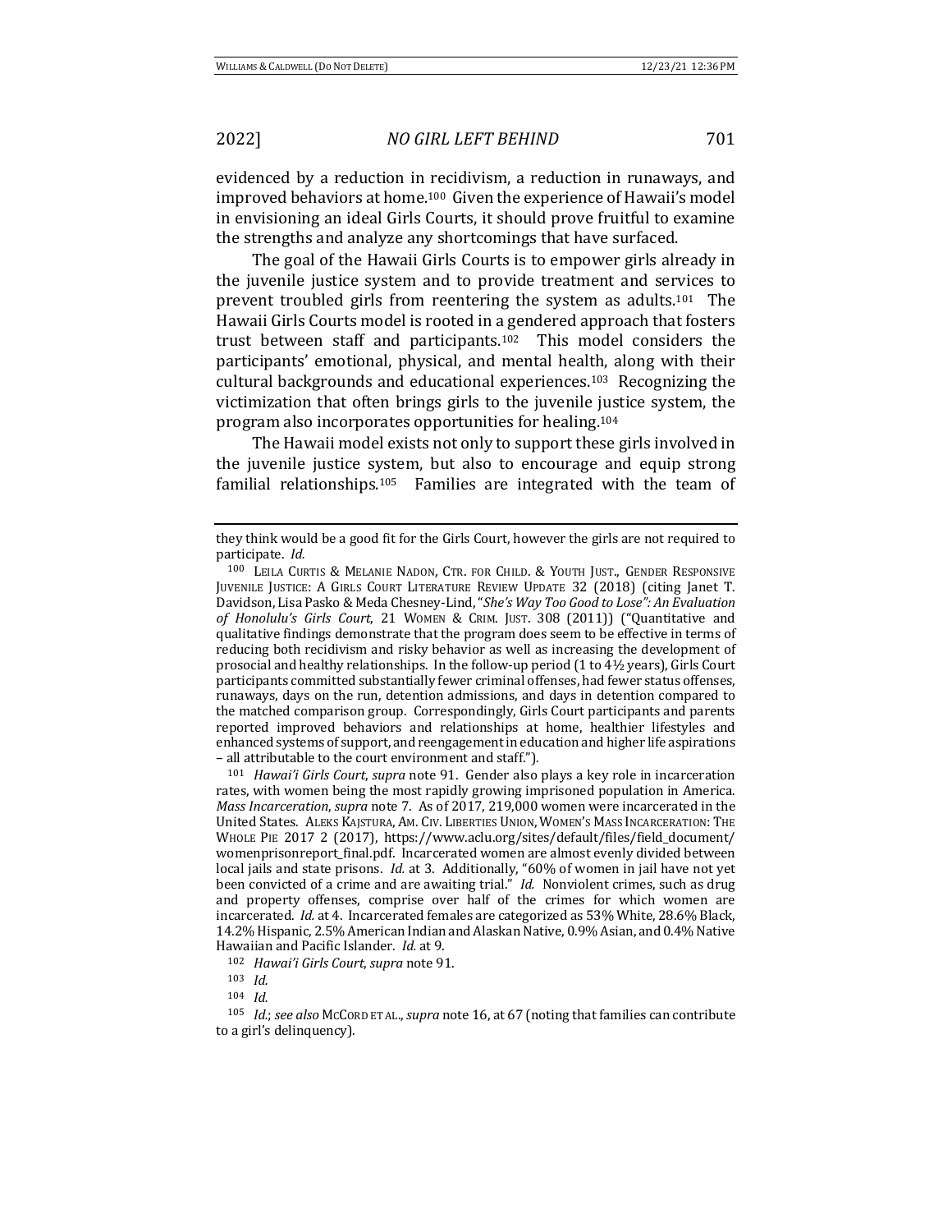evidenced by a reduction in recidivism, a reduction in runaways, and improved behaviors at home.[100] Given the experience of Hawaii's model in envisioning an ideal Girls Courts, it should prove fruitful to examine the strengths and analyze any shortcomings that have surfaced.

The goal of the Hawaii Girls Courts is to empower girls already in the juvenile justice system and to provide treatment and services to prevent troubled girls from reentering the system as adults.[101] The Hawaii Girls Courts model is rooted in a gendered approach that fosters trust between staff and participants.[102] This model considers the participants' emotional, physical, and mental health, along with their cultural backgrounds and educational experiences.[103] Recognizing the victimization that often brings girls to the juvenile justice system, the program also incorporates opportunities for healing.[104]

The Hawaii model exists not only to support these girls involved in the juvenile justice system, but also to encourage and equip strong familial relationships.[105] Families are integrated with the team of

---

they think would be a good fit for the Girls Court, however the girls are not required to participate. *Id.*

[100] LEILA CURTIS & MELANIE NADON, CTR. FOR CHILD. & YOUTH JUST., GENDER RESPONSIVE JUVENILE JUSTICE: A GIRLS COURT LITERATURE REVIEW UPDATE 32 (2018) (citing Janet T. Davidson, Lisa Pasko & Meda Chesney-Lind, "*She's Way Too Good to Lose": An Evaluation of Honolulu's Girls Court*, 21 WOMEN & CRIM. JUST. 308 (2011)) ("Quantitative and qualitative findings demonstrate that the program does seem to be effective in terms of reducing both recidivism and risky behavior as well as increasing the development of prosocial and healthy relationships. In the follow-up period (1 to 4½ years), Girls Court participants committed substantially fewer criminal offenses, had fewer status offenses, runaways, days on the run, detention admissions, and days in detention compared to the matched comparison group. Correspondingly, Girls Court participants and parents reported improved behaviors and relationships at home, healthier lifestyles and enhanced systems of support, and reengagement in education and higher life aspirations – all attributable to the court environment and staff.").

[101] *Hawai'i Girls Court*, *supra* note 91. Gender also plays a key role in incarceration rates, with women being the most rapidly growing imprisoned population in America. *Mass Incarceration*, *supra* note 7. As of 2017, 219,000 women were incarcerated in the United States. ALEKS KAJSTURA, AM. CIV. LIBERTIES UNION, WOMEN'S MASS INCARCERATION: THE WHOLE PIE 2017 2 (2017), https://www.aclu.org/sites/default/files/field_document/womenprisonreport_final.pdf. Incarcerated women are almost evenly divided between local jails and state prisons. *Id.* at 3. Additionally, "60% of women in jail have not yet been convicted of a crime and are awaiting trial." *Id.* Nonviolent crimes, such as drug and property offenses, comprise over half of the crimes for which women are incarcerated. *Id.* at 4. Incarcerated females are categorized as 53% White, 28.6% Black, 14.2% Hispanic, 2.5% American Indian and Alaskan Native, 0.9% Asian, and 0.4% Native Hawaiian and Pacific Islander. *Id.* at 9.

[102] *Hawai'i Girls Court*, *supra* note 91.

[103] *Id.*

[104] *Id.*

[105] *Id.*; *see also* MCCORD ET AL., *supra* note 16, at 67 (noting that families can contribute to a girl's delinquency).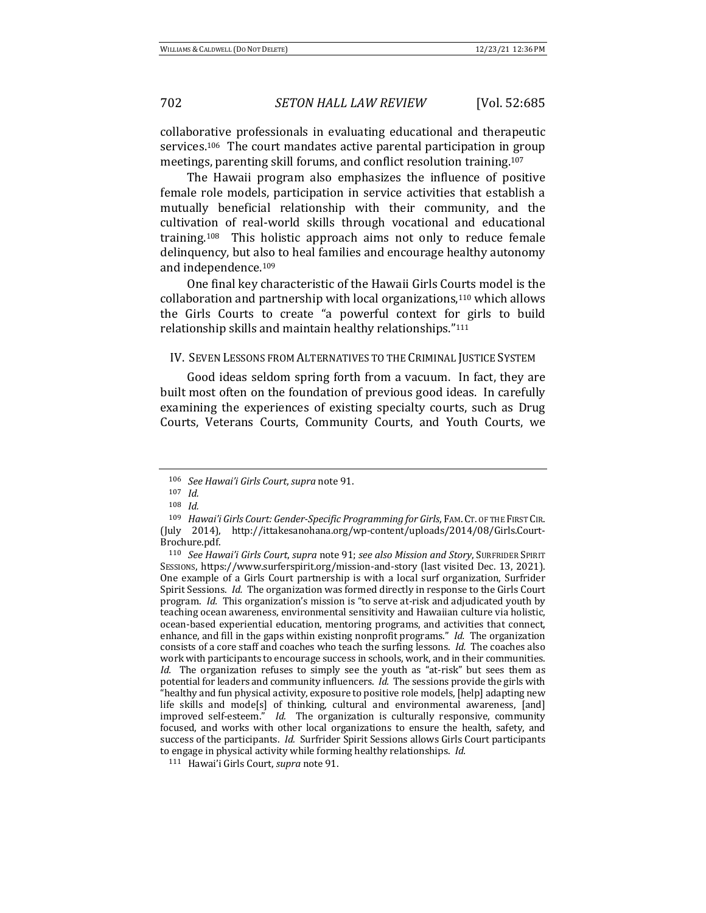collaborative professionals in evaluating educational and therapeutic services.[106] The court mandates active parental participation in group meetings, parenting skill forums, and conflict resolution training.[107]

The Hawaii program also emphasizes the influence of positive female role models, participation in service activities that establish a mutually beneficial relationship with their community, and the cultivation of real-world skills through vocational and educational training.[108] This holistic approach aims not only to reduce female delinquency, but also to heal families and encourage healthy autonomy and independence.[109]

One final key characteristic of the Hawaii Girls Courts model is the collaboration and partnership with local organizations,[110] which allows the Girls Courts to create "a powerful context for girls to build relationship skills and maintain healthy relationships."[111]

## IV. SEVEN LESSONS FROM ALTERNATIVES TO THE CRIMINAL JUSTICE SYSTEM

Good ideas seldom spring forth from a vacuum. In fact, they are built most often on the foundation of previous good ideas. In carefully examining the experiences of existing specialty courts, such as Drug Courts, Veterans Courts, Community Courts, and Youth Courts, we

---

[106] *See Hawai'i Girls Court*, *supra* note 91.

[107] *Id.*

[108] *Id.*

[109] *Hawai'i Girls Court: Gender-Specific Programming for Girls*, FAM. CT. OF THE FIRST CIR. (July 2014), http://ittakesanohana.org/wp-content/uploads/2014/08/Girls.Court-Brochure.pdf.

[110] *See Hawai'i Girls Court*, *supra* note 91; *see also Mission and Story*, SURFRIDER SPIRIT SESSIONS, https://www.surferspirit.org/mission-and-story (last visited Dec. 13, 2021). One example of a Girls Court partnership is with a local surf organization, Surfrider Spirit Sessions. *Id.* The organization was formed directly in response to the Girls Court program. *Id.* This organization's mission is "to serve at-risk and adjudicated youth by teaching ocean awareness, environmental sensitivity and Hawaiian culture via holistic, ocean-based experiential education, mentoring programs, and activities that connect, enhance, and fill in the gaps within existing nonprofit programs." *Id.* The organization consists of a core staff and coaches who teach the surfing lessons. *Id.* The coaches also work with participants to encourage success in schools, work, and in their communities. *Id.* The organization refuses to simply see the youth as "at-risk" but sees them as potential for leaders and community influencers. *Id.* The sessions provide the girls with "healthy and fun physical activity, exposure to positive role models, [help] adapting new life skills and mode[s] of thinking, cultural and environmental awareness, [and] improved self-esteem." *Id.* The organization is culturally responsive, community focused, and works with other local organizations to ensure the health, safety, and success of the participants. *Id.* Surfrider Spirit Sessions allows Girls Court participants to engage in physical activity while forming healthy relationships. *Id.*

[111] Hawai'i Girls Court, *supra* note 91.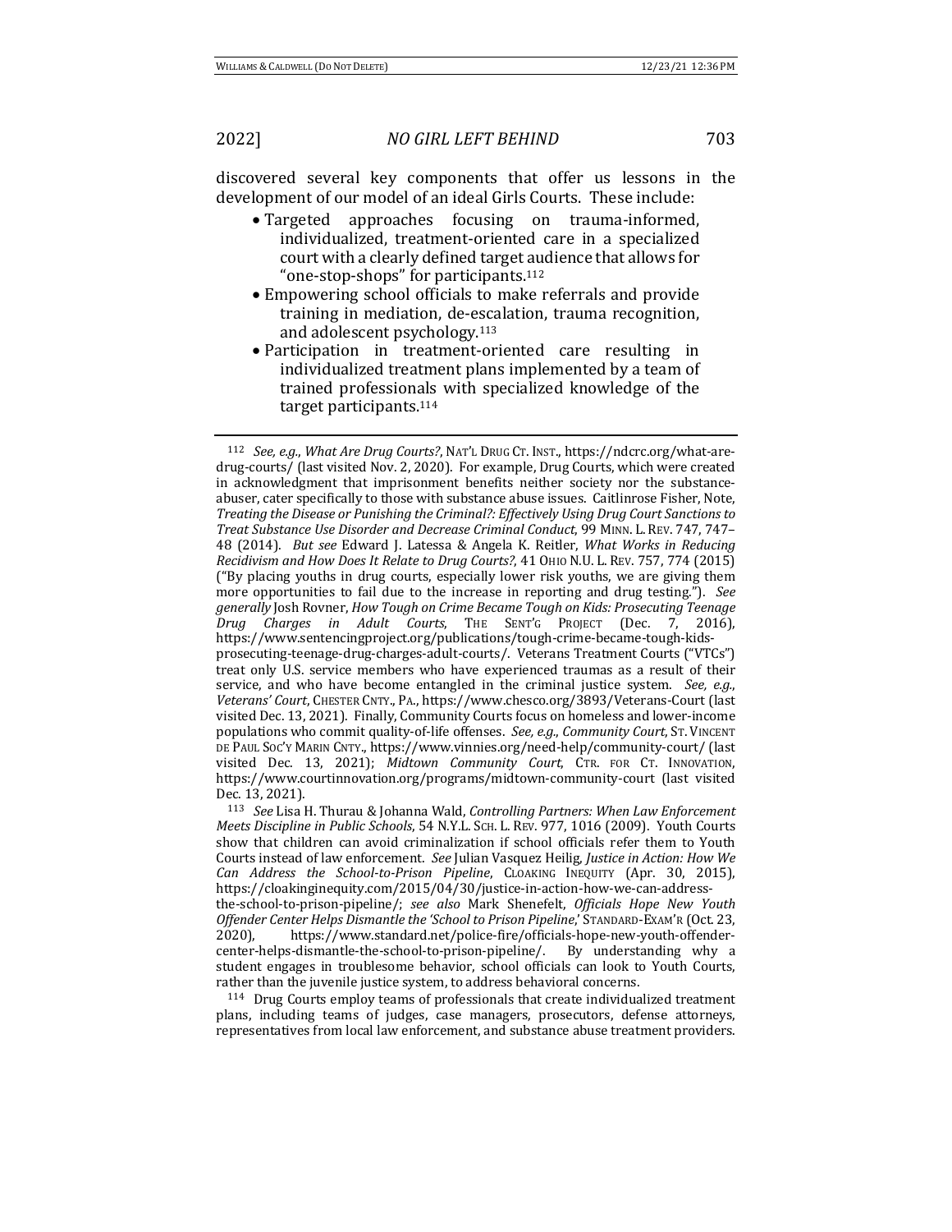discovered several key components that offer us lessons in the development of our model of an ideal Girls Courts. These include:

- Targeted approaches focusing on trauma-informed, individualized, treatment-oriented care in a specialized court with a clearly defined target audience that allows for "one-stop-shops" for participants.[112]
- Empowering school officials to make referrals and provide training in mediation, de-escalation, trauma recognition, and adolescent psychology.[113]
- Participation in treatment-oriented care resulting in individualized treatment plans implemented by a team of trained professionals with specialized knowledge of the target participants.[114]

---

[112] *See, e.g.*, *What Are Drug Courts?*, NAT'L DRUG CT. INST., https://ndcrc.org/what-are-drug-courts/ (last visited Nov. 2, 2020). For example, Drug Courts, which were created in acknowledgment that imprisonment benefits neither society nor the substance-abuser, cater specifically to those with substance abuse issues. Caitlinrose Fisher, Note, *Treating the Disease or Punishing the Criminal?: Effectively Using Drug Court Sanctions to Treat Substance Use Disorder and Decrease Criminal Conduct*, 99 MINN. L. REV. 747, 747–48 (2014). *But see* Edward J. Latessa & Angela K. Reitler, *What Works in Reducing Recidivism and How Does It Relate to Drug Courts?*, 41 OHIO N.U. L. REV. 757, 774 (2015) ("By placing youths in drug courts, especially lower risk youths, we are giving them more opportunities to fail due to the increase in reporting and drug testing."). *See generally* Josh Rovner, *How Tough on Crime Became Tough on Kids: Prosecuting Teenage Drug Charges in Adult Courts*, THE SENT'G PROJECT (Dec. 7, 2016), https://www.sentencingproject.org/publications/tough-crime-became-tough-kids-prosecuting-teenage-drug-charges-adult-courts/. Veterans Treatment Courts ("VTCs") treat only U.S. service members who have experienced traumas as a result of their service, and who have become entangled in the criminal justice system. *See, e.g.*, *Veterans' Court*, CHESTER CNTY., PA., https://www.chesco.org/3893/Veterans-Court (last visited Dec. 13, 2021). Finally, Community Courts focus on homeless and lower-income populations who commit quality-of-life offenses. *See, e.g.*, *Community Court*, ST. VINCENT DE PAUL SOC'Y MARIN CNTY., https://www.vinnies.org/need-help/community-court/ (last visited Dec. 13, 2021); *Midtown Community Court*, CTR. FOR CT. INNOVATION, https://www.courtinnovation.org/programs/midtown-community-court (last visited Dec. 13, 2021).

[113] *See* Lisa H. Thurau & Johanna Wald, *Controlling Partners: When Law Enforcement Meets Discipline in Public Schools*, 54 N.Y.L. SCH. L. REV. 977, 1016 (2009). Youth Courts show that children can avoid criminalization if school officials refer them to Youth Courts instead of law enforcement. *See* Julian Vasquez Heilig, *Justice in Action: How We Can Address the School-to-Prison Pipeline*, CLOAKING INEQUITY (Apr. 30, 2015), https://cloakinginequity.com/2015/04/30/justice-in-action-how-we-can-address-the-school-to-prison-pipeline/; *see also* Mark Shenefelt, *Officials Hope New Youth Offender Center Helps Dismantle the 'School to Prison Pipeline*,' STANDARD-EXAM'R (Oct. 23, 2020), https://www.standard.net/police-fire/officials-hope-new-youth-offender-center-helps-dismantle-the-school-to-prison-pipeline/. By understanding why a student engages in troublesome behavior, school officials can look to Youth Courts, rather than the juvenile justice system, to address behavioral concerns.

[114] Drug Courts employ teams of professionals that create individualized treatment plans, including teams of judges, case managers, prosecutors, defense attorneys, representatives from local law enforcement, and substance abuse treatment providers.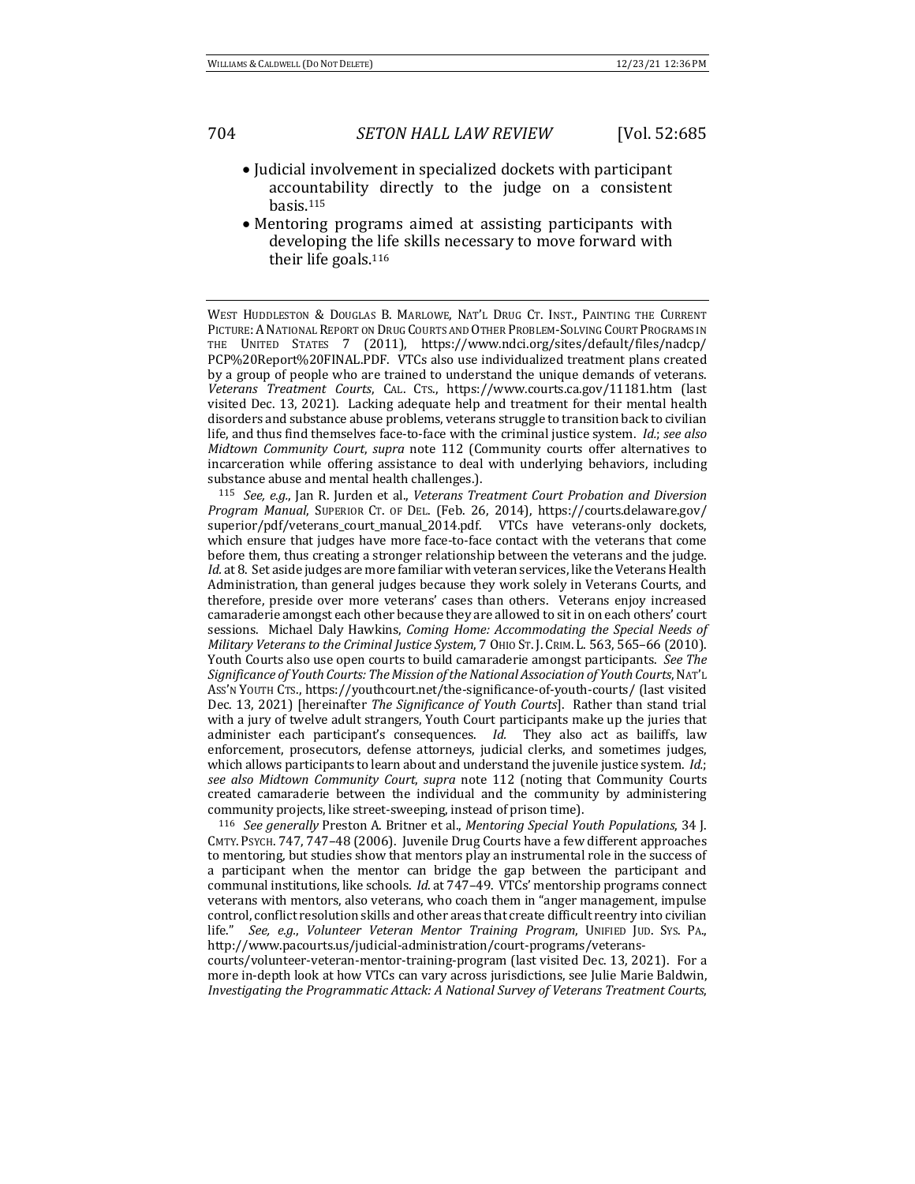- Judicial involvement in specialized dockets with participant accountability directly to the judge on a consistent basis.[115]
- Mentoring programs aimed at assisting participants with developing the life skills necessary to move forward with their life goals.[116]

---

WEST HUDDLESTON & DOUGLAS B. MARLOWE, NAT'L DRUG CT. INST., PAINTING THE CURRENT PICTURE: A NATIONAL REPORT ON DRUG COURTS AND OTHER PROBLEM-SOLVING COURT PROGRAMS IN THE UNITED STATES 7 (2011), https://www.ndci.org/sites/default/files/nadcp/PCP%20Report%20FINAL.PDF. VTCs also use individualized treatment plans created by a group of people who are trained to understand the unique demands of veterans. *Veterans Treatment Courts*, CAL. CTS., https://www.courts.ca.gov/11181.htm (last visited Dec. 13, 2021). Lacking adequate help and treatment for their mental health disorders and substance abuse problems, veterans struggle to transition back to civilian life, and thus find themselves face-to-face with the criminal justice system. *Id.*; *see also Midtown Community Court*, *supra* note 112 (Community courts offer alternatives to incarceration while offering assistance to deal with underlying behaviors, including substance abuse and mental health challenges.).

[115] *See, e.g.*, Jan R. Jurden et al., *Veterans Treatment Court Probation and Diversion Program Manual*, SUPERIOR CT. OF DEL. (Feb. 26, 2014), https://courts.delaware.gov/superior/pdf/veterans_court_manual_2014.pdf. VTCs have veterans-only dockets, which ensure that judges have more face-to-face contact with the veterans that come before them, thus creating a stronger relationship between the veterans and the judge. *Id.* at 8. Set aside judges are more familiar with veteran services, like the Veterans Health Administration, than general judges because they work solely in Veterans Courts, and therefore, preside over more veterans' cases than others. Veterans enjoy increased camaraderie amongst each other because they are allowed to sit in on each others' court sessions. Michael Daly Hawkins, *Coming Home: Accommodating the Special Needs of Military Veterans to the Criminal Justice System*, 7 OHIO ST. J. CRIM. L. 563, 565–66 (2010). Youth Courts also use open courts to build camaraderie amongst participants. *See The Significance of Youth Courts: The Mission of the National Association of Youth Courts*, NAT'L ASS'N YOUTH CTS., https://youthcourt.net/the-significance-of-youth-courts/ (last visited Dec. 13, 2021) [hereinafter *The Significance of Youth Courts*]. Rather than stand trial with a jury of twelve adult strangers, Youth Court participants make up the juries that administer each participant's consequences. *Id.* They also act as bailiffs, law enforcement, prosecutors, defense attorneys, judicial clerks, and sometimes judges, which allows participants to learn about and understand the juvenile justice system. *Id.*; *see also Midtown Community Court*, *supra* note 112 (noting that Community Courts created camaraderie between the individual and the community by administering community projects, like street-sweeping, instead of prison time).

[116] *See generally* Preston A. Britner et al., *Mentoring Special Youth Populations*, 34 J. CMTY. PSYCH. 747, 747–48 (2006). Juvenile Drug Courts have a few different approaches to mentoring, but studies show that mentors play an instrumental role in the success of a participant when the mentor can bridge the gap between the participant and communal institutions, like schools. *Id.* at 747–49. VTCs' mentorship programs connect veterans with mentors, also veterans, who coach them in "anger management, impulse control, conflict resolution skills and other areas that create difficult reentry into civilian life." *See, e.g.*, *Volunteer Veteran Mentor Training Program*, UNIFIED JUD. SYS. PA., http://www.pacourts.us/judicial-administration/court-programs/veterans-courts/volunteer-veteran-mentor-training-program (last visited Dec. 13, 2021). For a more in-depth look at how VTCs can vary across jurisdictions, see Julie Marie Baldwin, *Investigating the Programmatic Attack: A National Survey of Veterans Treatment Courts*,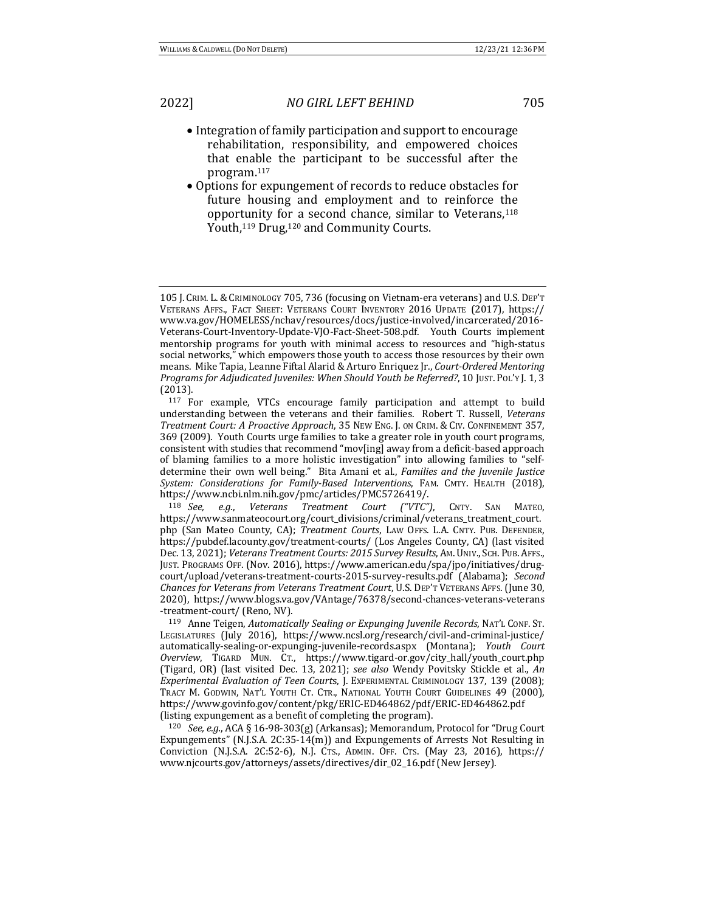- Integration of family participation and support to encourage rehabilitation, responsibility, and empowered choices that enable the participant to be successful after the program.[117]
- Options for expungement of records to reduce obstacles for future housing and employment and to reinforce the opportunity for a second chance, similar to Veterans,[118] Youth,[119] Drug,[120] and Community Courts.

---

105 J. CRIM. L. & CRIMINOLOGY 705, 736 (focusing on Vietnam-era veterans) and U.S. DEP'T VETERANS AFFS., FACT SHEET: VETERANS COURT INVENTORY 2016 UPDATE (2017), https://www.va.gov/HOMELESS/nchav/resources/docs/justice-involved/incarcerated/2016-Veterans-Court-Inventory-Update-VJO-Fact-Sheet-508.pdf. Youth Courts implement mentorship programs for youth with minimal access to resources and "high-status social networks," which empowers those youth to access those resources by their own means. Mike Tapia, Leanne Fiftal Alarid & Arturo Enriquez Jr., *Court-Ordered Mentoring Programs for Adjudicated Juveniles: When Should Youth be Referred?*, 10 JUST. POL'Y J. 1, 3 (2013).

[117] For example, VTCs encourage family participation and attempt to build understanding between the veterans and their families. Robert T. Russell, *Veterans Treatment Court: A Proactive Approach*, 35 NEW ENG. J. ON CRIM. & CIV. CONFINEMENT 357, 369 (2009). Youth Courts urge families to take a greater role in youth court programs, consistent with studies that recommend "mov[ing] away from a deficit-based approach of blaming families to a more holistic investigation" into allowing families to "self-determine their own well being." Bita Amani et al., *Families and the Juvenile Justice System: Considerations for Family-Based Interventions*, FAM. CMTY. HEALTH (2018), https://www.ncbi.nlm.nih.gov/pmc/articles/PMC5726419/.

[118] *See, e.g.*, *Veterans Treatment Court ("VTC")*, CNTY. SAN MATEO, https://www.sanmateocourt.org/court_divisions/criminal/veterans_treatment_court.php (San Mateo County, CA); *Treatment Courts*, LAW OFFS. L.A. CNTY. PUB. DEFENDER, https://pubdef.lacounty.gov/treatment-courts/ (Los Angeles County, CA) (last visited Dec. 13, 2021); *Veterans Treatment Courts: 2015 Survey Results*, AM. UNIV., SCH. PUB. AFFS., JUST. PROGRAMS OFF. (Nov. 2016), https://www.american.edu/spa/jpo/initiatives/drug-court/upload/veterans-treatment-courts-2015-survey-results.pdf (Alabama); *Second Chances for Veterans from Veterans Treatment Court*, U.S. DEP'T VETERANS AFFS. (June 30, 2020), https://www.blogs.va.gov/VAntage/76378/second-chances-veterans-veterans-treatment-court/ (Reno, NV).

[119] Anne Teigen, *Automatically Sealing or Expunging Juvenile Records*, NAT'L CONF. ST. LEGISLATURES (July 2016), https://www.ncsl.org/research/civil-and-criminal-justice/automatically-sealing-or-expunging-juvenile-records.aspx (Montana); *Youth Court Overview*, TIGARD MUN. CT., https://www.tigard-or.gov/city_hall/youth_court.php (Tigard, OR) (last visited Dec. 13, 2021); *see also* Wendy Povitsky Stickle et al., *An Experimental Evaluation of Teen Courts*, J. EXPERIMENTAL CRIMINOLOGY 137, 139 (2008); TRACY M. GODWIN, NAT'L YOUTH CT. CTR., NATIONAL YOUTH COURT GUIDELINES 49 (2000), https://www.govinfo.gov/content/pkg/ERIC-ED464862/pdf/ERIC-ED464862.pdf (listing expungement as a benefit of completing the program).

[120] *See, e.g.*, ACA § 16-98-303(g) (Arkansas); Memorandum, Protocol for "Drug Court Expungements" (N.J.S.A. 2C:35-14(m)) and Expungements of Arrests Not Resulting in Conviction (N.J.S.A. 2C:52-6), N.J. CTS., ADMIN. OFF. CTS. (May 23, 2016), https://www.njcourts.gov/attorneys/assets/directives/dir_02_16.pdf (New Jersey).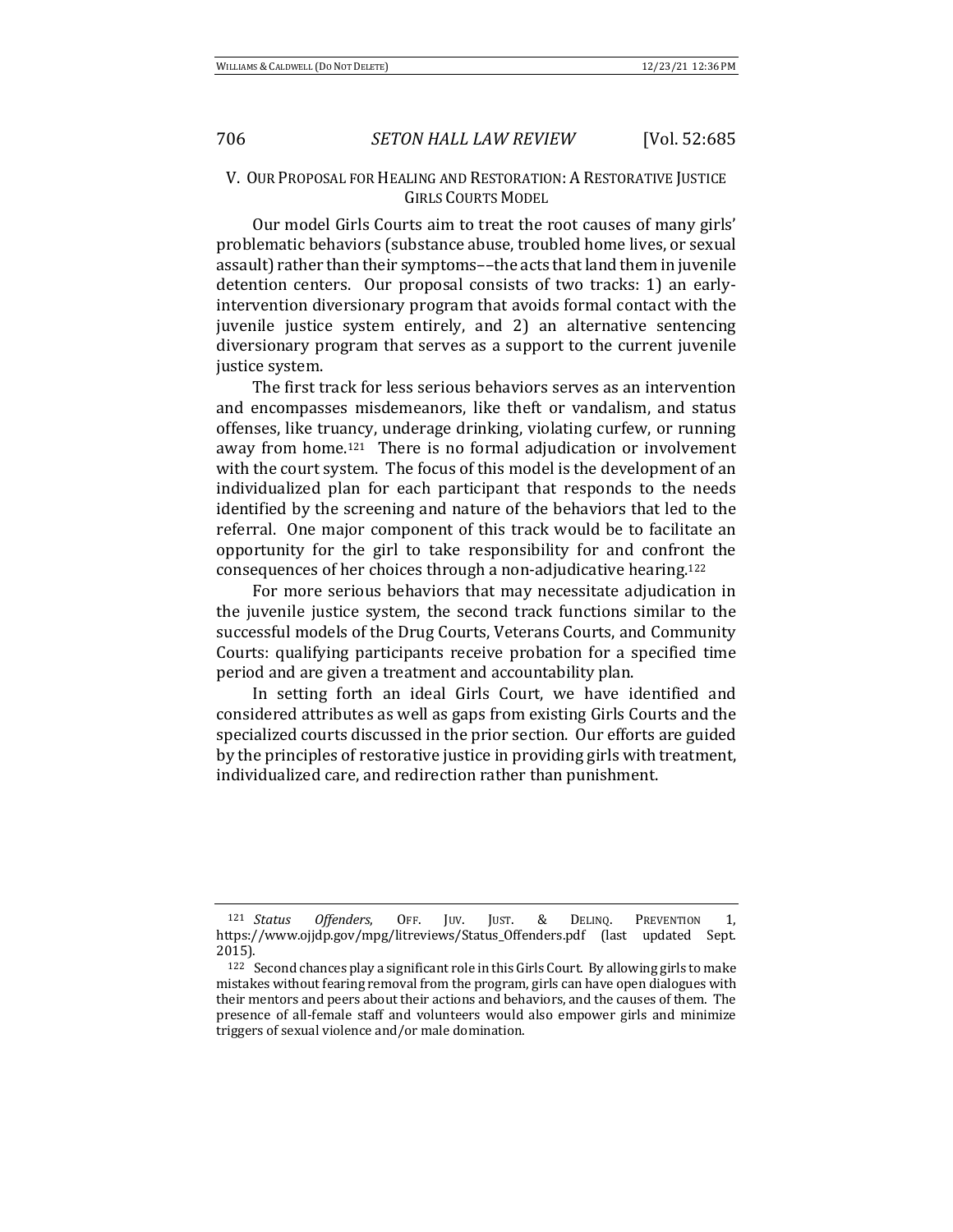## V. OUR PROPOSAL FOR HEALING AND RESTORATION: A RESTORATIVE JUSTICE GIRLS COURTS MODEL

Our model Girls Courts aim to treat the root causes of many girls' problematic behaviors (substance abuse, troubled home lives, or sexual assault) rather than their symptoms––the acts that land them in juvenile detention centers. Our proposal consists of two tracks: 1) an early-intervention diversionary program that avoids formal contact with the juvenile justice system entirely, and 2) an alternative sentencing diversionary program that serves as a support to the current juvenile justice system.

The first track for less serious behaviors serves as an intervention and encompasses misdemeanors, like theft or vandalism, and status offenses, like truancy, underage drinking, violating curfew, or running away from home.[121] There is no formal adjudication or involvement with the court system. The focus of this model is the development of an individualized plan for each participant that responds to the needs identified by the screening and nature of the behaviors that led to the referral. One major component of this track would be to facilitate an opportunity for the girl to take responsibility for and confront the consequences of her choices through a non-adjudicative hearing.[122]

For more serious behaviors that may necessitate adjudication in the juvenile justice system, the second track functions similar to the successful models of the Drug Courts, Veterans Courts, and Community Courts: qualifying participants receive probation for a specified time period and are given a treatment and accountability plan.

In setting forth an ideal Girls Court, we have identified and considered attributes as well as gaps from existing Girls Courts and the specialized courts discussed in the prior section. Our efforts are guided by the principles of restorative justice in providing girls with treatment, individualized care, and redirection rather than punishment.

---

[121] *Status Offenders*, OFF. JUV. JUST. & DELINQ. PREVENTION 1, https://www.ojjdp.gov/mpg/litreviews/Status_Offenders.pdf (last updated Sept. 2015).

[122] Second chances play a significant role in this Girls Court. By allowing girls to make mistakes without fearing removal from the program, girls can have open dialogues with their mentors and peers about their actions and behaviors, and the causes of them. The presence of all-female staff and volunteers would also empower girls and minimize triggers of sexual violence and/or male domination.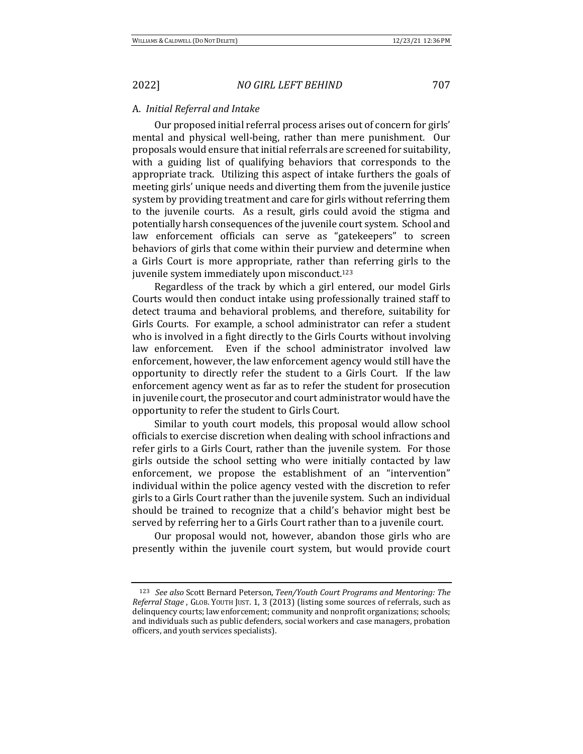### A. *Initial Referral and Intake*

Our proposed initial referral process arises out of concern for girls' mental and physical well-being, rather than mere punishment. Our proposals would ensure that initial referrals are screened for suitability, with a guiding list of qualifying behaviors that corresponds to the appropriate track. Utilizing this aspect of intake furthers the goals of meeting girls' unique needs and diverting them from the juvenile justice system by providing treatment and care for girls without referring them to the juvenile courts. As a result, girls could avoid the stigma and potentially harsh consequences of the juvenile court system. School and law enforcement officials can serve as "gatekeepers" to screen behaviors of girls that come within their purview and determine when a Girls Court is more appropriate, rather than referring girls to the juvenile system immediately upon misconduct.[123]

Regardless of the track by which a girl entered, our model Girls Courts would then conduct intake using professionally trained staff to detect trauma and behavioral problems, and therefore, suitability for Girls Courts. For example, a school administrator can refer a student who is involved in a fight directly to the Girls Courts without involving law enforcement. Even if the school administrator involved law enforcement, however, the law enforcement agency would still have the opportunity to directly refer the student to a Girls Court. If the law enforcement agency went as far as to refer the student for prosecution in juvenile court, the prosecutor and court administrator would have the opportunity to refer the student to Girls Court.

Similar to youth court models, this proposal would allow school officials to exercise discretion when dealing with school infractions and refer girls to a Girls Court, rather than the juvenile system. For those girls outside the school setting who were initially contacted by law enforcement, we propose the establishment of an "intervention" individual within the police agency vested with the discretion to refer girls to a Girls Court rather than the juvenile system. Such an individual should be trained to recognize that a child's behavior might best be served by referring her to a Girls Court rather than to a juvenile court.

Our proposal would not, however, abandon those girls who are presently within the juvenile court system, but would provide court

---

[123] *See also* Scott Bernard Peterson, *Teen/Youth Court Programs and Mentoring: The Referral Stage* , GLOB. YOUTH JUST. 1, 3 (2013) (listing some sources of referrals, such as delinquency courts; law enforcement; community and nonprofit organizations; schools; and individuals such as public defenders, social workers and case managers, probation officers, and youth services specialists).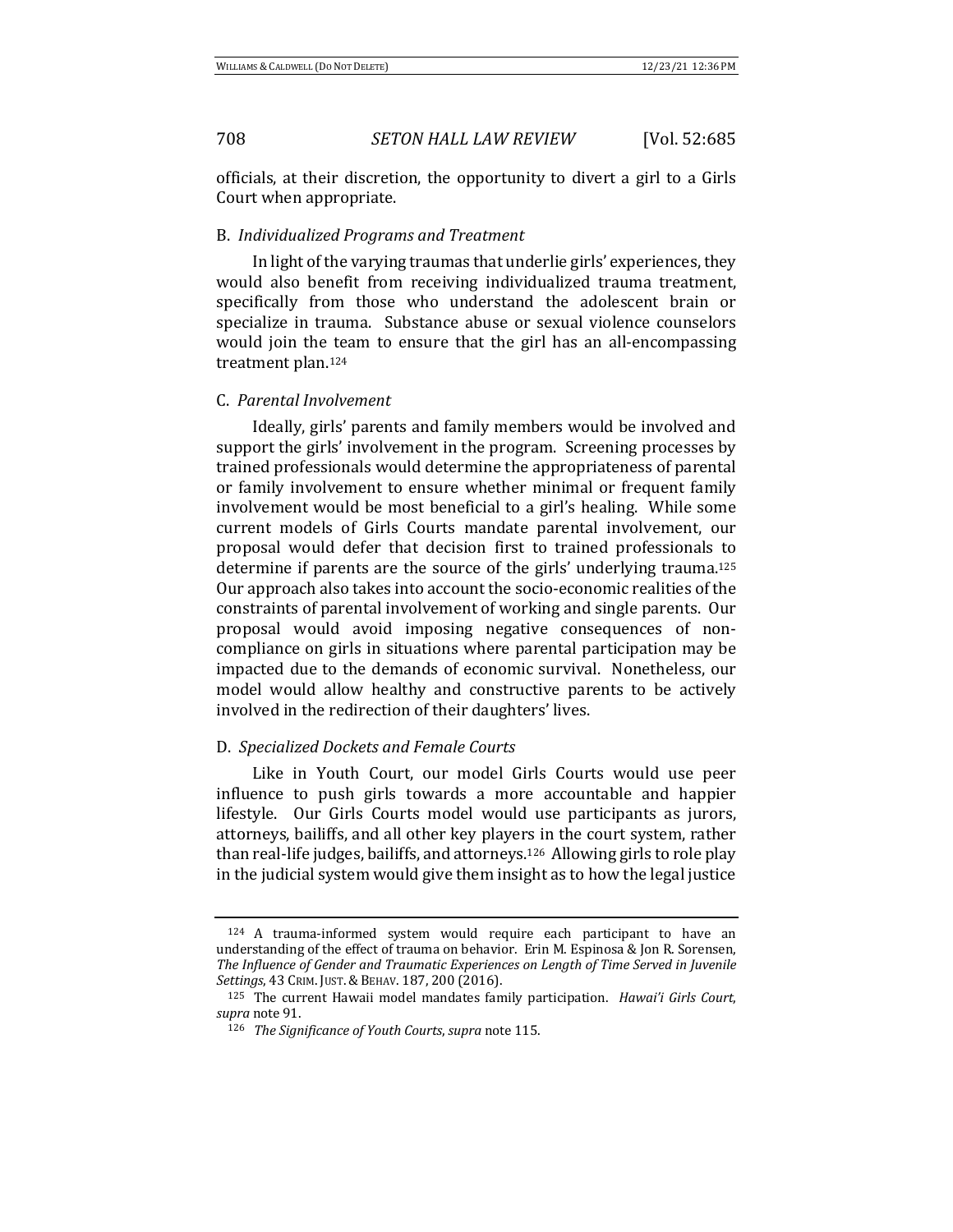officials, at their discretion, the opportunity to divert a girl to a Girls Court when appropriate.

### B. *Individualized Programs and Treatment*

In light of the varying traumas that underlie girls' experiences, they would also benefit from receiving individualized trauma treatment, specifically from those who understand the adolescent brain or specialize in trauma. Substance abuse or sexual violence counselors would join the team to ensure that the girl has an all-encompassing treatment plan.[124]

### C. *Parental Involvement*

Ideally, girls' parents and family members would be involved and support the girls' involvement in the program. Screening processes by trained professionals would determine the appropriateness of parental or family involvement to ensure whether minimal or frequent family involvement would be most beneficial to a girl's healing. While some current models of Girls Courts mandate parental involvement, our proposal would defer that decision first to trained professionals to determine if parents are the source of the girls' underlying trauma.[125] Our approach also takes into account the socio-economic realities of the constraints of parental involvement of working and single parents. Our proposal would avoid imposing negative consequences of non-compliance on girls in situations where parental participation may be impacted due to the demands of economic survival. Nonetheless, our model would allow healthy and constructive parents to be actively involved in the redirection of their daughters' lives.

### D. *Specialized Dockets and Female Courts*

Like in Youth Court, our model Girls Courts would use peer influence to push girls towards a more accountable and happier lifestyle. Our Girls Courts model would use participants as jurors, attorneys, bailiffs, and all other key players in the court system, rather than real-life judges, bailiffs, and attorneys.[126] Allowing girls to role play in the judicial system would give them insight as to how the legal justice

---

[124] A trauma-informed system would require each participant to have an understanding of the effect of trauma on behavior. Erin M. Espinosa & Jon R. Sorensen, *The Influence of Gender and Traumatic Experiences on Length of Time Served in Juvenile Settings*, 43 CRIM. JUST. & BEHAV. 187, 200 (2016).

[125] The current Hawaii model mandates family participation. *Hawai'i Girls Court*, *supra* note 91.

[126] *The Significance of Youth Courts*, *supra* note 115.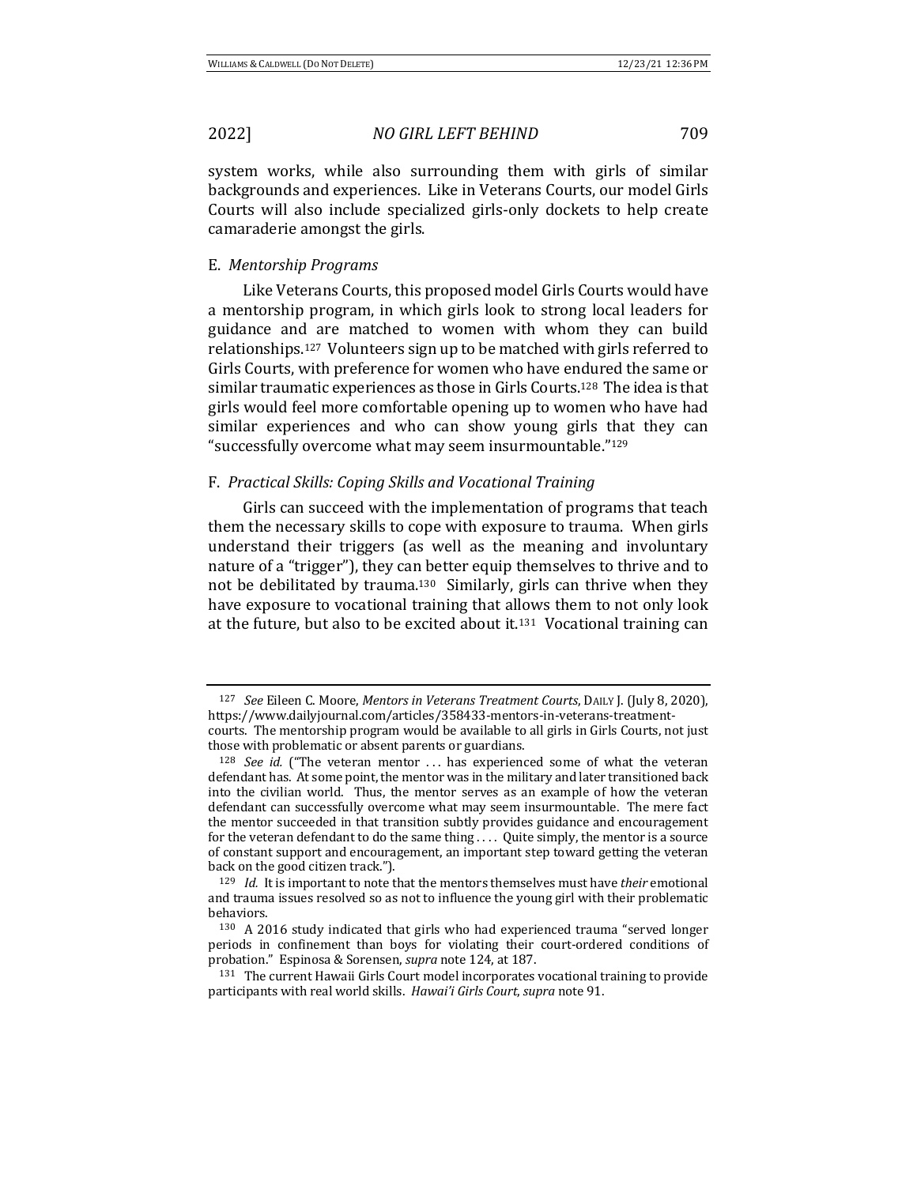system works, while also surrounding them with girls of similar backgrounds and experiences. Like in Veterans Courts, our model Girls Courts will also include specialized girls-only dockets to help create camaraderie amongst the girls.

### E. *Mentorship Programs*

Like Veterans Courts, this proposed model Girls Courts would have a mentorship program, in which girls look to strong local leaders for guidance and are matched to women with whom they can build relationships.[127] Volunteers sign up to be matched with girls referred to Girls Courts, with preference for women who have endured the same or similar traumatic experiences as those in Girls Courts.[128] The idea is that girls would feel more comfortable opening up to women who have had similar experiences and who can show young girls that they can "successfully overcome what may seem insurmountable."[129]

### F. *Practical Skills: Coping Skills and Vocational Training*

Girls can succeed with the implementation of programs that teach them the necessary skills to cope with exposure to trauma. When girls understand their triggers (as well as the meaning and involuntary nature of a "trigger"), they can better equip themselves to thrive and to not be debilitated by trauma.[130] Similarly, girls can thrive when they have exposure to vocational training that allows them to not only look at the future, but also to be excited about it.[131] Vocational training can

---

[127] *See* Eileen C. Moore, *Mentors in Veterans Treatment Courts*, DAILY J. (July 8, 2020), https://www.dailyjournal.com/articles/358433-mentors-in-veterans-treatment-courts. The mentorship program would be available to all girls in Girls Courts, not just those with problematic or absent parents or guardians.

[128] *See id.* ("The veteran mentor . . . has experienced some of what the veteran defendant has. At some point, the mentor was in the military and later transitioned back into the civilian world. Thus, the mentor serves as an example of how the veteran defendant can successfully overcome what may seem insurmountable. The mere fact the mentor succeeded in that transition subtly provides guidance and encouragement for the veteran defendant to do the same thing . . . . Quite simply, the mentor is a source of constant support and encouragement, an important step toward getting the veteran back on the good citizen track.").

[129] *Id.* It is important to note that the mentors themselves must have *their* emotional and trauma issues resolved so as not to influence the young girl with their problematic behaviors.

[130] A 2016 study indicated that girls who had experienced trauma "served longer periods in confinement than boys for violating their court-ordered conditions of probation." Espinosa & Sorensen, *supra* note 124, at 187.

[131] The current Hawaii Girls Court model incorporates vocational training to provide participants with real world skills. *Hawai'i Girls Court*, *supra* note 91.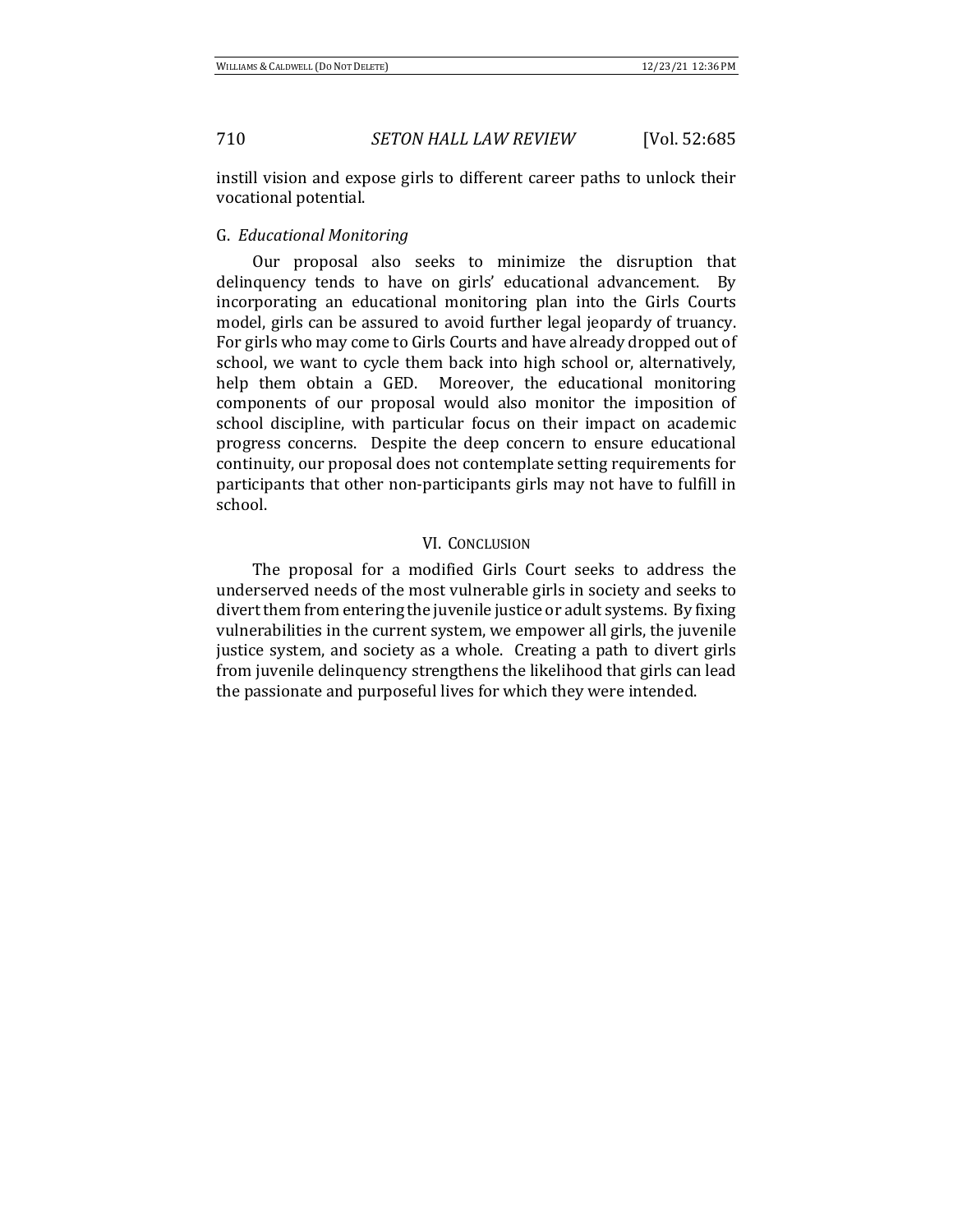instill vision and expose girls to different career paths to unlock their vocational potential.

### G. *Educational Monitoring*

Our proposal also seeks to minimize the disruption that delinquency tends to have on girls' educational advancement. By incorporating an educational monitoring plan into the Girls Courts model, girls can be assured to avoid further legal jeopardy of truancy. For girls who may come to Girls Courts and have already dropped out of school, we want to cycle them back into high school or, alternatively, help them obtain a GED. Moreover, the educational monitoring components of our proposal would also monitor the imposition of school discipline, with particular focus on their impact on academic progress concerns. Despite the deep concern to ensure educational continuity, our proposal does not contemplate setting requirements for participants that other non-participants girls may not have to fulfill in school.

## VI. Conclusion

The proposal for a modified Girls Court seeks to address the underserved needs of the most vulnerable girls in society and seeks to divert them from entering the juvenile justice or adult systems. By fixing vulnerabilities in the current system, we empower all girls, the juvenile justice system, and society as a whole. Creating a path to divert girls from juvenile delinquency strengthens the likelihood that girls can lead the passionate and purposeful lives for which they were intended.